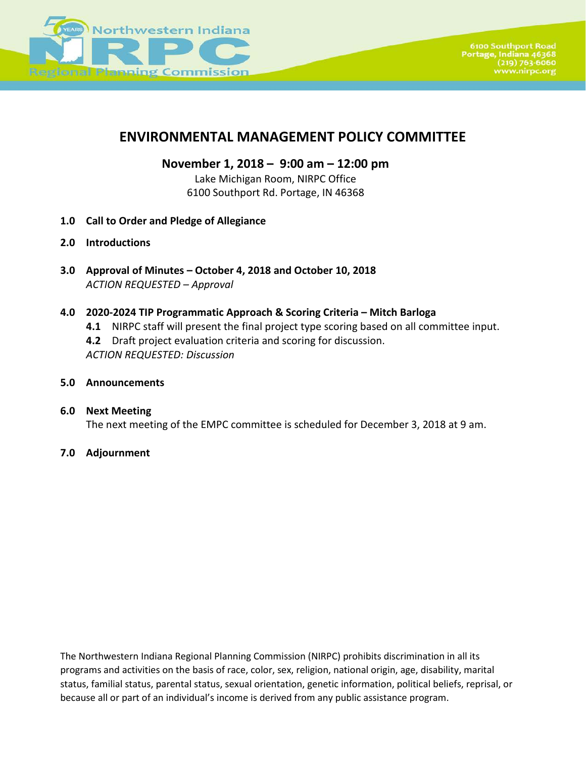Northwestern Indiana

NIRPC

Regional Planning Commission

6100 Southport Road
Portage, Indiana 46368
(219) 763-6060
www.nirpc.org

# ENVIRONMENTAL MANAGEMENT POLICY COMMITTEE

## November 1, 2018 – 9:00 am – 12:00 pm

Lake Michigan Room, NIRPC Office
6100 Southport Rd. Portage, IN 46368

**1.0 Call to Order and Pledge of Allegiance**

**2.0 Introductions**

**3.0 Approval of Minutes – October 4, 2018 and October 10, 2018**
*ACTION REQUESTED – Approval*

**4.0 2020-2024 TIP Programmatic Approach & Scoring Criteria – Mitch Barloga**

**4.1** NIRPC staff will present the final project type scoring based on all committee input.

**4.2** Draft project evaluation criteria and scoring for discussion.

*ACTION REQUESTED: Discussion*

**5.0 Announcements**

**6.0 Next Meeting**
The next meeting of the EMPC committee is scheduled for December 3, 2018 at 9 am.

**7.0 Adjournment**

The Northwestern Indiana Regional Planning Commission (NIRPC) prohibits discrimination in all its programs and activities on the basis of race, color, sex, religion, national origin, age, disability, marital status, familial status, parental status, sexual orientation, genetic information, political beliefs, reprisal, or because all or part of an individual's income is derived from any public assistance program.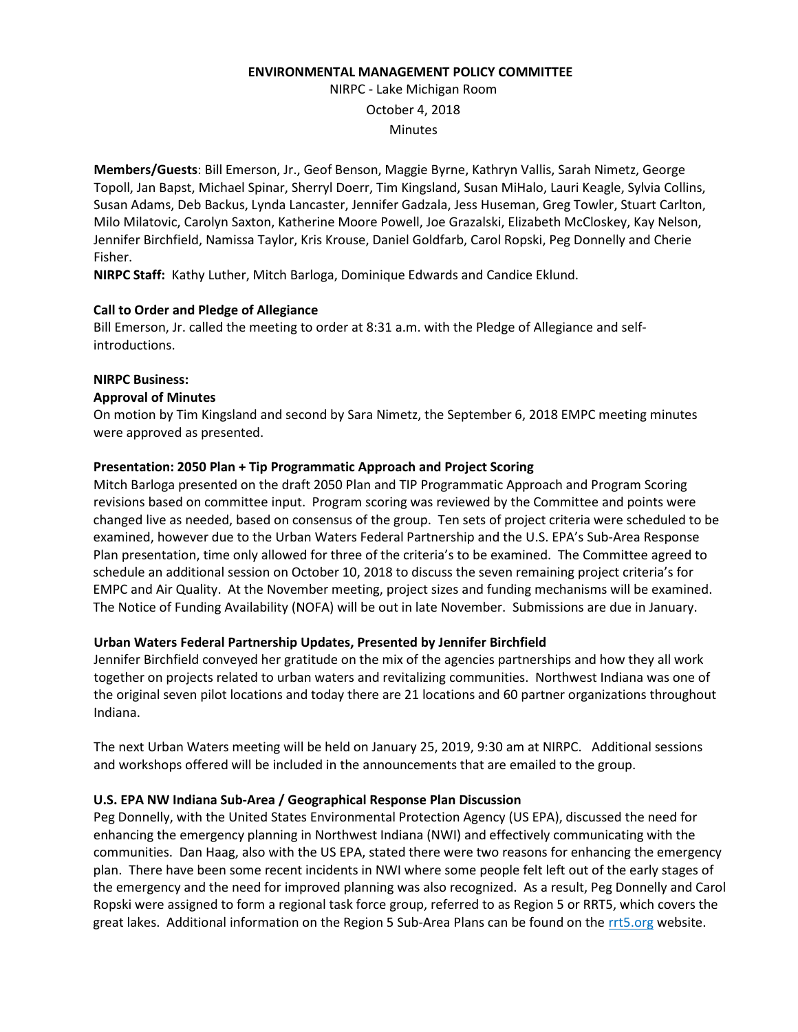**ENVIRONMENTAL MANAGEMENT POLICY COMMITTEE**

NIRPC - Lake Michigan Room

October 4, 2018

Minutes

**Members/Guests**: Bill Emerson, Jr., Geof Benson, Maggie Byrne, Kathryn Vallis, Sarah Nimetz, George Topoll, Jan Bapst, Michael Spinar, Sherryl Doerr, Tim Kingsland, Susan MiHalo, Lauri Keagle, Sylvia Collins, Susan Adams, Deb Backus, Lynda Lancaster, Jennifer Gadzala, Jess Huseman, Greg Towler, Stuart Carlton, Milo Milatovic, Carolyn Saxton, Katherine Moore Powell, Joe Grazalski, Elizabeth McCloskey, Kay Nelson, Jennifer Birchfield, Namissa Taylor, Kris Krouse, Daniel Goldfarb, Carol Ropski, Peg Donnelly and Cherie Fisher.

**NIRPC Staff:** Kathy Luther, Mitch Barloga, Dominique Edwards and Candice Eklund.

**Call to Order and Pledge of Allegiance**

Bill Emerson, Jr. called the meeting to order at 8:31 a.m. with the Pledge of Allegiance and self-introductions.

**NIRPC Business:**

**Approval of Minutes**

On motion by Tim Kingsland and second by Sara Nimetz, the September 6, 2018 EMPC meeting minutes were approved as presented.

**Presentation: 2050 Plan + Tip Programmatic Approach and Project Scoring**

Mitch Barloga presented on the draft 2050 Plan and TIP Programmatic Approach and Program Scoring revisions based on committee input. Program scoring was reviewed by the Committee and points were changed live as needed, based on consensus of the group. Ten sets of project criteria were scheduled to be examined, however due to the Urban Waters Federal Partnership and the U.S. EPA's Sub-Area Response Plan presentation, time only allowed for three of the criteria's to be examined. The Committee agreed to schedule an additional session on October 10, 2018 to discuss the seven remaining project criteria's for EMPC and Air Quality. At the November meeting, project sizes and funding mechanisms will be examined. The Notice of Funding Availability (NOFA) will be out in late November. Submissions are due in January.

**Urban Waters Federal Partnership Updates, Presented by Jennifer Birchfield**

Jennifer Birchfield conveyed her gratitude on the mix of the agencies partnerships and how they all work together on projects related to urban waters and revitalizing communities. Northwest Indiana was one of the original seven pilot locations and today there are 21 locations and 60 partner organizations throughout Indiana.

The next Urban Waters meeting will be held on January 25, 2019, 9:30 am at NIRPC. Additional sessions and workshops offered will be included in the announcements that are emailed to the group.

**U.S. EPA NW Indiana Sub-Area / Geographical Response Plan Discussion**

Peg Donnelly, with the United States Environmental Protection Agency (US EPA), discussed the need for enhancing the emergency planning in Northwest Indiana (NWI) and effectively communicating with the communities. Dan Haag, also with the US EPA, stated there were two reasons for enhancing the emergency plan. There have been some recent incidents in NWI where some people felt left out of the early stages of the emergency and the need for improved planning was also recognized. As a result, Peg Donnelly and Carol Ropski were assigned to form a regional task force group, referred to as Region 5 or RRT5, which covers the great lakes. Additional information on the Region 5 Sub-Area Plans can be found on the rrt5.org website.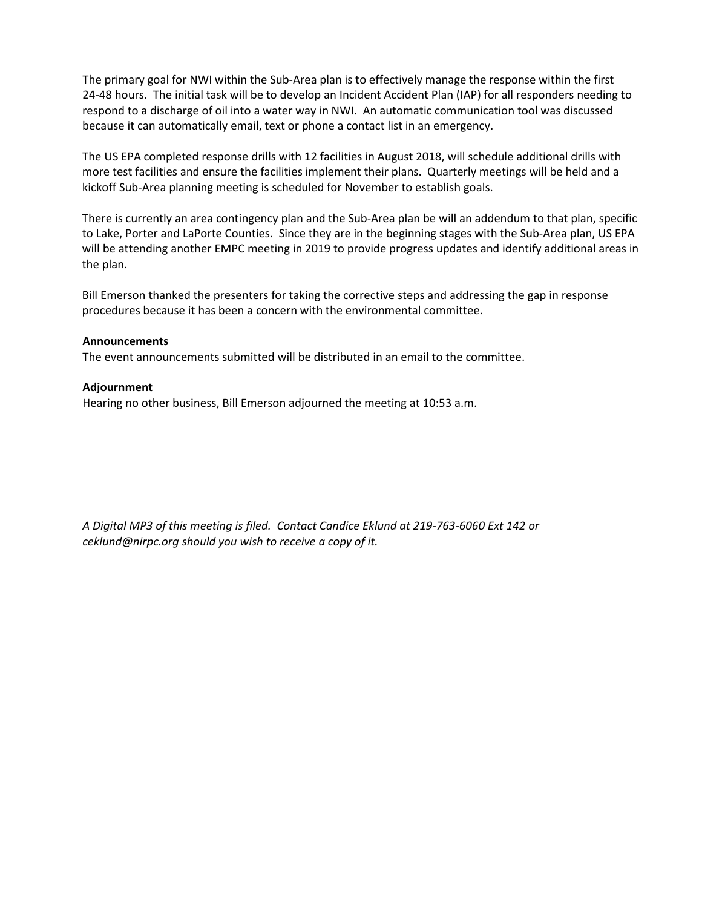The primary goal for NWI within the Sub-Area plan is to effectively manage the response within the first 24-48 hours. The initial task will be to develop an Incident Accident Plan (IAP) for all responders needing to respond to a discharge of oil into a water way in NWI. An automatic communication tool was discussed because it can automatically email, text or phone a contact list in an emergency.

The US EPA completed response drills with 12 facilities in August 2018, will schedule additional drills with more test facilities and ensure the facilities implement their plans. Quarterly meetings will be held and a kickoff Sub-Area planning meeting is scheduled for November to establish goals.

There is currently an area contingency plan and the Sub-Area plan be will an addendum to that plan, specific to Lake, Porter and LaPorte Counties. Since they are in the beginning stages with the Sub-Area plan, US EPA will be attending another EMPC meeting in 2019 to provide progress updates and identify additional areas in the plan.

Bill Emerson thanked the presenters for taking the corrective steps and addressing the gap in response procedures because it has been a concern with the environmental committee.

**Announcements**
The event announcements submitted will be distributed in an email to the committee.

**Adjournment**
Hearing no other business, Bill Emerson adjourned the meeting at 10:53 a.m.

*A Digital MP3 of this meeting is filed. Contact Candice Eklund at 219-763-6060 Ext 142 or ceklund@nirpc.org should you wish to receive a copy of it.*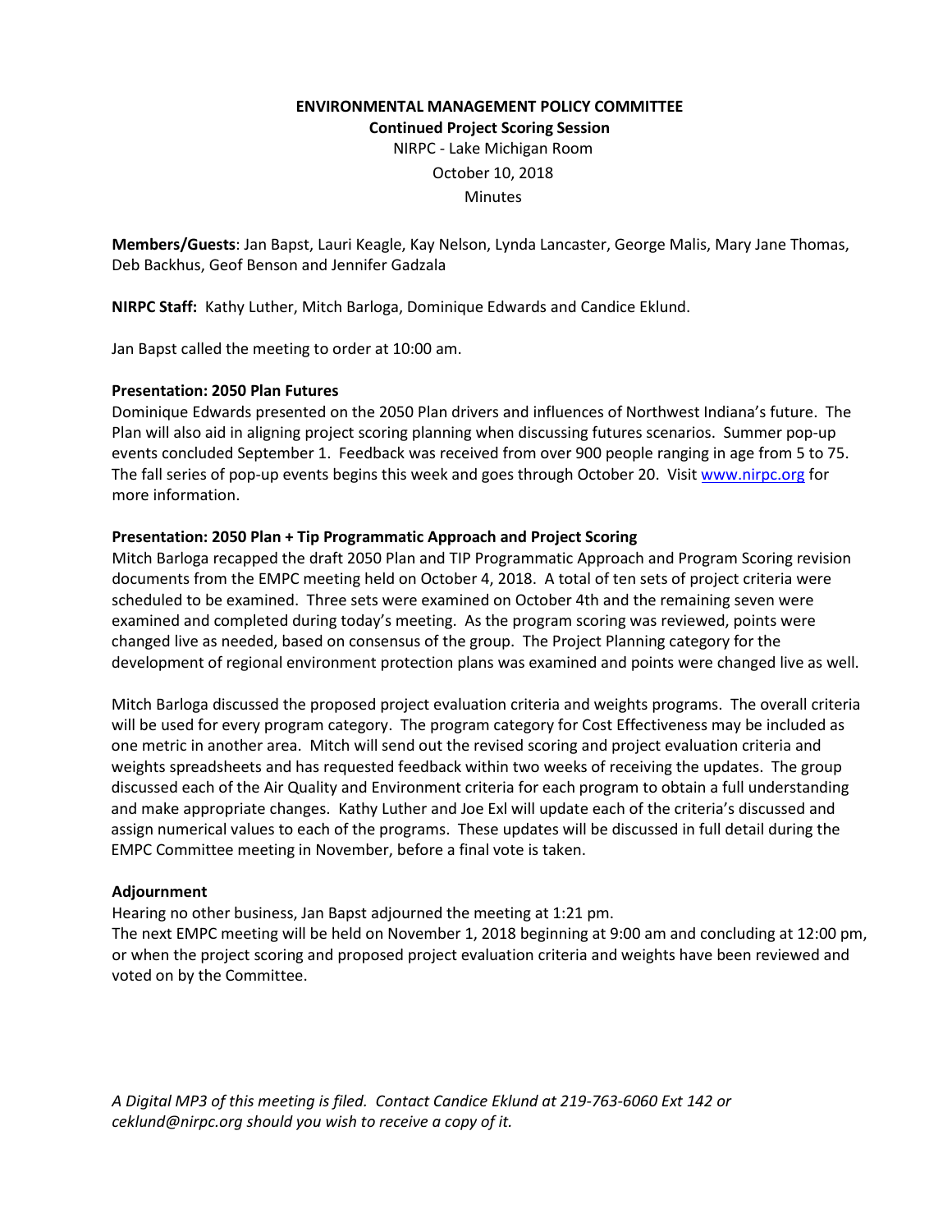# ENVIRONMENTAL MANAGEMENT POLICY COMMITTEE

**Continued Project Scoring Session**

NIRPC - Lake Michigan Room

October 10, 2018

Minutes

**Members/Guests**: Jan Bapst, Lauri Keagle, Kay Nelson, Lynda Lancaster, George Malis, Mary Jane Thomas, Deb Backhus, Geof Benson and Jennifer Gadzala

**NIRPC Staff:** Kathy Luther, Mitch Barloga, Dominique Edwards and Candice Eklund.

Jan Bapst called the meeting to order at 10:00 am.

**Presentation: 2050 Plan Futures**

Dominique Edwards presented on the 2050 Plan drivers and influences of Northwest Indiana's future. The Plan will also aid in aligning project scoring planning when discussing futures scenarios. Summer pop-up events concluded September 1. Feedback was received from over 900 people ranging in age from 5 to 75. The fall series of pop-up events begins this week and goes through October 20. Visit [www.nirpc.org](www.nirpc.org) for more information.

**Presentation: 2050 Plan + Tip Programmatic Approach and Project Scoring**

Mitch Barloga recapped the draft 2050 Plan and TIP Programmatic Approach and Program Scoring revision documents from the EMPC meeting held on October 4, 2018. A total of ten sets of project criteria were scheduled to be examined. Three sets were examined on October 4th and the remaining seven were examined and completed during today's meeting. As the program scoring was reviewed, points were changed live as needed, based on consensus of the group. The Project Planning category for the development of regional environment protection plans was examined and points were changed live as well.

Mitch Barloga discussed the proposed project evaluation criteria and weights programs. The overall criteria will be used for every program category. The program category for Cost Effectiveness may be included as one metric in another area. Mitch will send out the revised scoring and project evaluation criteria and weights spreadsheets and has requested feedback within two weeks of receiving the updates. The group discussed each of the Air Quality and Environment criteria for each program to obtain a full understanding and make appropriate changes. Kathy Luther and Joe Exl will update each of the criteria's discussed and assign numerical values to each of the programs. These updates will be discussed in full detail during the EMPC Committee meeting in November, before a final vote is taken.

**Adjournment**

Hearing no other business, Jan Bapst adjourned the meeting at 1:21 pm.

The next EMPC meeting will be held on November 1, 2018 beginning at 9:00 am and concluding at 12:00 pm, or when the project scoring and proposed project evaluation criteria and weights have been reviewed and voted on by the Committee.

*A Digital MP3 of this meeting is filed. Contact Candice Eklund at 219-763-6060 Ext 142 or ceklund@nirpc.org should you wish to receive a copy of it.*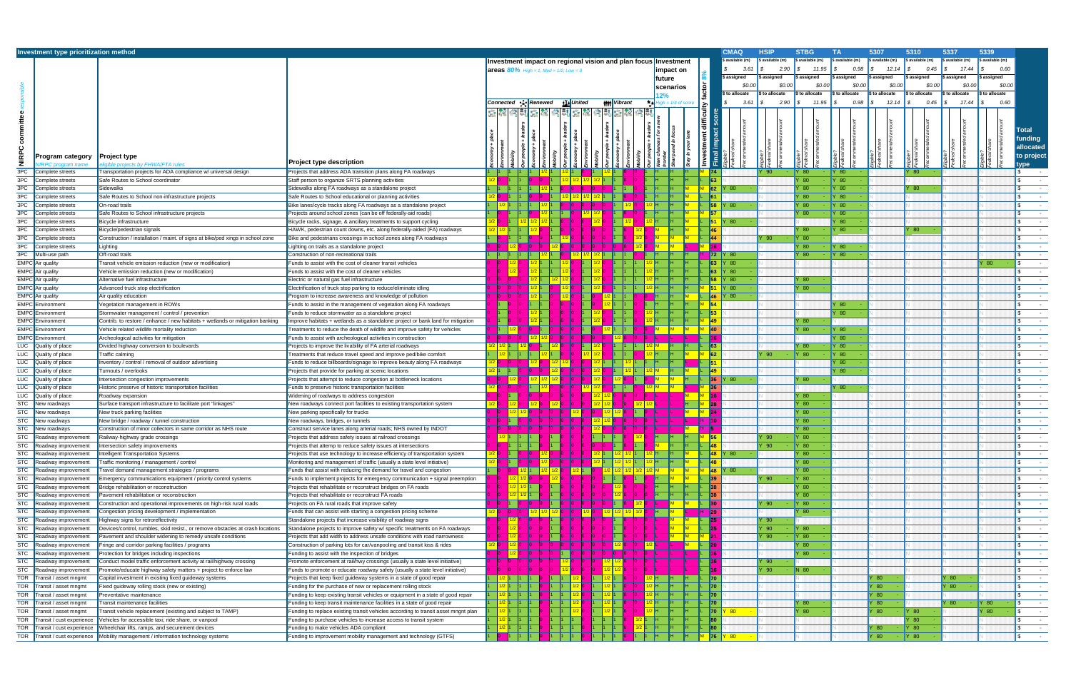## Investment type prioritization method

Investment impact on regional vision and plan focus areas **80%** (High = 1, Med = 1/2, Low = 0): Connected, Renewed, United, Vibrant

Investment impact on future scenarios **12%** (High = 1/4 of score)

Investment difficulty factor **8%**

| Funding source | CMAQ | HSIP | STBG | TA | 5307 | 5310 | 5337 | 5339 |
|---|---|---|---|---|---|---|---|---|
| $ available (m) | $ 3.61 | $ 2.90 | $ 11.95 | $ 0.98 | $ 12.14 | $ 0.45 | $ 17.44 | $ 0.60 |
| $ assigned | $0.00 | $0.00 | $0.00 | $0.00 | $0.00 | $0.00 | $0.00 | $0.00 |
| $ to allocate | $ 3.61 | $ 2.90 | $ 11.95 | $ 0.98 | $ 12.14 | $ 0.45 | $ 17.44 | $ 0.60 |

Funding cells show: Eligible? / Federal share / Recommended amount

| NIRPC committee | Program category | Project type | Project type description | Investment difficulty factor | Final impact score | CMAQ | HSIP | STBG | TA | 5307 | 5310 | 5337 | 5339 | Total funding allocated to project type |
|---|---|---|---|---|---|---|---|---|---|---|---|---|---|---|
| 3PC | Complete streets | Transportation projects for ADA compliance w/ universal design | Projects that address ADA transition plans along FA roadways | M | 74 | N | Y 90 | Y 80 | Y 80 | N | Y 80 | N | N | $ - |
| 3PC | Complete streets | Safe Routes to School coordinator | Staff person to organize SRTS planning activities | L | 63 | N | N | Y 80 | Y 80 | N | N | N | N | $ - |
| 3PC | Complete streets | Sidewalks | Sidewalks along FA roadways as a standalone project | M | 62 | Y 80 | N | Y 80 | Y 80 | N | Y 80 | N | N | $ - |
| 3PC | Complete streets | Safe Routes to School non-infrastructure projects | Safe Routes to School educational or planning activities | L | 61 | N | N | Y 80 | Y 80 | N | N | N | N | $ - |
| 3PC | Complete streets | On-road trails | Bike lanes/cycle tracks along FA roadways as a standalone project | L | 58 | Y 80 | N | Y 80 | Y 80 | N | N | N | N | $ - |
| 3PC | Complete streets | Safe Routes to School infrastructure projects | Projects around school zones (can be off federally-aid roads) | M | 57 | N | N | Y 80 | Y 80 | N | N | N | N | $ - |
| 3PC | Complete streets | Bicycle infrastructure | Bicycle racks, signage, & ancillary treatments to support cycling | L | 51 | Y 80 | N | N | Y 80 | N | N | N | N | $ - |
| 3PC | Complete streets | Bicycle/pedestrian signals | HAWK, pedestrian count downs, etc. along federally-aided (FA) roadways | L | 46 | N | N | Y 80 | Y 80 | N | Y 80 | N | N | $ - |
| 3PC | Complete streets | Construction / installation / maint. of signs at bike/ped xings in school zone | Bike and pedestrians crossings in school zones along FA roadways | L | 44 | N | Y 90 | Y 80 | N | N | N | N | N | $ - |
| 3PC | Complete streets | Lighting | Lighting on trails as a standalone project | M | 16 | N | N | Y 80 | Y 80 | N | N | N | N | $ - |
| 3PC | Multi-use path | Off-road trails | Construction of non-recreational trails | H | 72 | Y 80 | N | Y 80 | Y 80 | N | N | N | N | $ - |
| EMPC | Air quality | Transit vehicle emission reduction (new or modification) | Funds to assist with the cost of cleaner transit vehicles | L | 63 | Y 80 | N | N | N | N | N | N | Y 80 | $ - |
| EMPC | Air quality | Vehicle emission reduction (new or modification) | Funds to assist with the cost of cleaner vehicles | L | 63 | Y 80 | N | N | N | N | N | N | N | $ - |
| EMPC | Air quality | Alternative fuel infrastructure | Electric or natural gas fuel infrastructure | L | 58 | Y 80 | N | Y 80 | N | N | N | N | N | $ - |
| EMPC | Air quality | Advanced truck stop electrification | Electrification of truck stop parking to reduce/eliminate idling | M | 51 | Y 80 | N | Y 80 | N | N | N | N | N | $ - |
| EMPC | Air quality | Air quality education | Program to increase awareness and knowledge of pollution | L | 46 | Y 80 | N | N | N | N | N | N | N | $ - |
| EMPC | Environment | Vegetation management in ROWs | Funds to assist in the management of vegetation along FA roadways | M | 54 | N | N | N | Y 80 | N | N | N | N | $ - |
| EMPC | Environment | Stormwater management / control / prevention | Funds to reduce stormwater as a standalone project | L | 53 | N | N | N | Y 80 | N | N | N | N | $ - |
| EMPC | Environment | Contrib. to restore / enhance / new habitats + wetlands or mitigation banking | Improve habitats + wetlands as a standalone project or bank land for mitigation | M | 49 | N | N | Y 80 | N | N | N | N | N | $ - |
| EMPC | Environment | Vehicle related wildlife mortality reduction | Treatments to reduce the death of wildlife and improve safety for vehicles | M | 40 | N | N | Y 80 | Y 80 | N | N | N | N | $ - |
| EMPC | Environment | Archeological activities for mitigation | Funds to assist with archeological activities in construction | L | 26 | N | N | N | Y 80 | N | N | N | N | $ - |
| LUC | Quality of place | Divided highway conversion to boulevards | Projects to improve the livability of FA arterial roadways | L | 63 | N | N | Y 80 | Y 80 | N | N | N | N | $ - |
| LUC | Quality of place | Traffic calming | Treatments that reduce travel speed and improve ped/bike comfort | M | 62 | N | Y 90 | Y 80 | Y 80 | N | N | N | N | $ - |
| LUC | Quality of place | Inventory / control / removal of outdoor advertising | Funds to reduce billboards/signage to improve beauty along FA roadways | L | 51 | N | N | N | Y 80 | N | N | N | N | $ - |
| LUC | Quality of place | Turnouts / overlooks | Projects that provide for parking at scenic locations | L | 49 | N | N | N | Y 80 | N | N | N | N | $ - |
| LUC | Quality of place | Intersection congestion improvements | Projects that attempt to reduce congestion at bottleneck locations | L | 36 | Y 80 | N | Y 80 | N | N | N | N | N | $ - |
| LUC | Quality of place | Historic preserve of historic transportation facilities | Funds to preserve historic transportation facilities | M | 36 | N | N | N | Y 80 | N | N | N | N | $ - |
| LUC | Quality of place | Roadway expansion | Widening of roadways to address congestion | L | 18 | N | N | Y 80 | N | N | N | N | N | $ - |
| STC | New roadways | Surface transport infrastructure to facilitate port "linkages" | New roadways connect port facilities to existing transportation system | M | 28 | N | N | Y 80 | N | N | N | N | N | $ - |
| STC | New roadways | New truck parking facilities | New parking specifically for trucks | M | 24 | N | N | Y 80 | N | N | N | N | N | $ - |
| STC | New roadways | New bridge / roadway / tunnel construction | New roadways, bridges, or tunnels | L | 10 | N | N | Y 80 | N | N | N | N | N | $ - |
| STC | New roadways | Construction of minor collectors in same corridor as NHS route | Construct service lanes along arterial roads; NHS owned by INDOT | H | 8 | N | N | Y 80 | N | N | N | N | N | $ - |
| STC | Roadway improvement | Railway-highway grade crossings | Projects that address safety issues at railroad crossings | M | 56 | N | Y 90 | Y 80 | N | N | N | N | N | $ - |
| STC | Roadway improvement | Intersection safety improvements | Projects that attemp to reduce safety issues at intersections | L | 48 | N | Y 90 | Y 80 | N | N | N | N | N | $ - |
| STC | Roadway improvement | Intelligent Transportation Systems | Projects that use technology to increase efficiency of transportation system | L | 48 | Y 80 | N | Y 80 | N | N | N | N | N | $ - |
| STC | Roadway improvement | Traffic monitoring / management / control | Monitoring and management of traffic (usually a state level initiative) | L | 48 | N | N | Y 80 | N | N | N | N | N | $ - |
| STC | Roadway improvement | Travel demand management strategies / programs | Funds that assist with reducing the demand for travel and congestion | L | 48 | Y 80 | N | Y 80 | N | N | N | N | N | $ - |
| STC | Roadway improvement | Emergency communications equipment / priority control systems | Funds to implement projects for emergency communication + signal preemption | L | 39 | N | Y 90 | Y 80 | N | N | N | N | N | $ - |
| STC | Roadway improvement | Bridge rehabilitation or reconstruction | Projects that rehabilitate or reconstruct bridges on FA roads | L | 38 | N | N | Y 80 | N | N | N | N | N | $ - |
| STC | Roadway improvement | Pavement rehabilitation or reconstruction | Projects that rehabilitate or reconstruct FA roads | L | 38 | N | N | Y 80 | N | N | N | N | N | $ - |
| STC | Roadway improvement | Construction and operational improvements on high-risk rural roads | Projects on FA rural roads that improve safety | L | 30 | N | Y 90 | Y 80 | N | N | N | N | N | $ - |
| STC | Roadway improvement | Congestion pricing development / implementation | Funds that can assist with starting a congestion pricing scheme | L | 29 | N | N | Y 80 | N | N | N | N | N | $ - |
| STC | Roadway improvement | Highway signs for retroreflectivity | Standalone projects that increase visibility of roadway signs | L | 25 | N | Y 90 | N | N | N | N | N | N | $ - |
| STC | Roadway improvement | Devices/control, rumbles, skid resist., or remove obstacles at crash locations | Standalone projects to improve safety w/ specific treatments on FA roadways | L | 25 | N | Y 90 | Y 80 | N | N | N | N | N | $ - |
| STC | Roadway improvement | Pavement and shoulder widening to remedy unsafe conditions | Projects that add width to address unsafe conditions with road narrowness | L | 21 | N | Y 90 | Y 80 | N | N | N | N | N | $ - |
| STC | Roadway improvement | Fringe and corridor parking facilities / programs | Construction of parking lots for car/vanpooling and transit kiss & rides | L | 20 | N | N | Y 80 | N | N | N | N | N | $ - |
| STC | Roadway improvement | Protection for bridges including inspections | Funding to assist with the inspection of bridges | L | 16 | N | N | Y 80 | N | N | N | N | N | $ - |
| STC | Roadway improvement | Conduct model traffic enforcement activity at rail/highway crossing | Promote enforcement at rail/hwy crossings (usually a state level initiative) | L | 16 | N | Y 90 | N | N | N | N | N | N | $ - |
| STC | Roadway improvement | Promote/educate highway safety matters + project to enforce law | Funds to promote or educate roadway safety (usually a state level initiative) | L | 16 | N | Y 90 | N 80 | N | N | N | N | N | $ - |
| TOR | Transit / asset mngmt | Capital investment in existing fixed guideway systems | Projects that keep fixed guideway systems in a state of good repair | L | 70 | N | N | N | N | Y 80 | N | Y 80 | N | $ - |
| TOR | Transit / asset mngmt | Fixed guideway rolling stock (new or existing) | Funding for the purchase of new or replacement rolling stock | L | 70 | N | N | N | N | Y 80 | N | Y 80 | N | $ - |
| TOR | Transit / asset mngmt | Preventative maintenance | Funding to keep existing transit vehicles or equipment in a state of good repair | L | 70 | N | N | N | N | Y 80 | N | N | N | $ - |
| TOR | Transit / asset mngmt | Transit maintenance facilities | Funding to keep transit maintenance facilities in a state of good repair | L | 70 | N | N | Y 80 | N | Y 80 | N | Y 80 | Y 80 | $ - |
| TOR | Transit / asset mngmt | Transit vehicle replacement (existing and subject to TAMP) | Funding to replace existing transit vehicles according to transit asset mngmt plan | L | 70 | Y 80 | N | Y 80 | N | Y 80 | Y 80 | N | Y 80 | $ - |
| TOR | Transit / cust experience | Vehicles for accessible taxi, ride share, or vanpool | Funding to purchase vehicles to increase access to transit system | L | 80 | N | N | N | N | N | Y 80 | N | N | $ - |
| TOR | Transit / cust experience | Wheelchair lifts, ramps, and securement devices | Funding to make vehicles ADA compliant | L | 80 | N | N | N | N | Y 80 | Y 80 | N | N | $ - |
| TOR | Transit / cust experience | Mobility management / information technology systems | Funding to improvement mobility management and technology (GTFS) | M | 76 | Y 80 | N | N | N | Y 80 | Y 80 | N | N | $ - |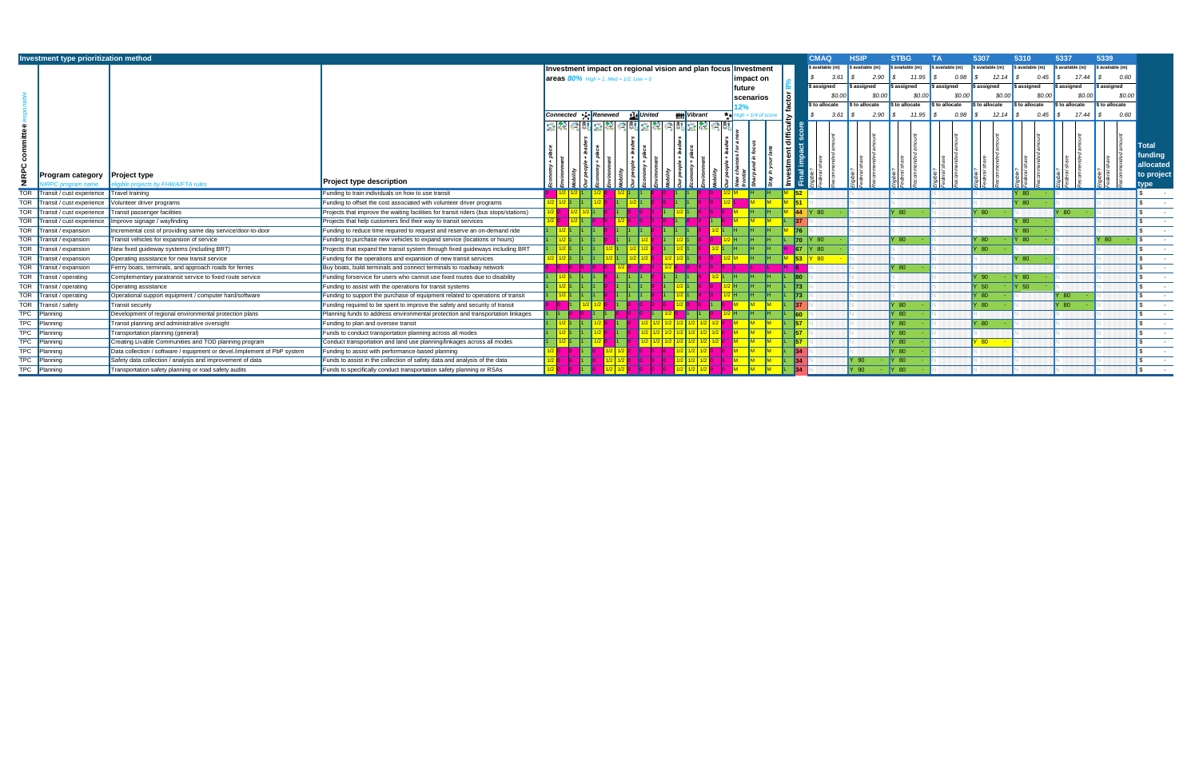## Investment type prioritization method

**Investment impact on regional vision and plan focus areas 80%** (High = 1, Med = 1/2, Low = 0) — Connected, Renewed, United, Vibrant (Economy + place, Environment, Mobility, Our people + leaders)

**Investment impact on future scenarios 12%** (High = 1/4 of score) — New chances for a new frontier, Sharpened focus, Stay in your lane

**Investment difficulty factor 8%**

| Funding source | $ available (m) | $ assigned | $ to allocate |
|---|---|---|---|
| CMAQ | $ 3.61 | $0.00 | $ 3.61 |
| HSIP | $ 2.90 | $0.00 | $ 2.90 |
| STBG | $ 11.95 | $0.00 | $ 11.95 |
| TA | $ 0.98 | $0.00 | $ 0.98 |
| 5307 | $ 12.14 | $0.00 | $ 12.14 |
| 5310 | $ 0.45 | $0.00 | $ 0.45 |
| 5337 | $ 17.44 | $0.00 | $ 17.44 |
| 5339 | $ 0.60 | $0.00 | $ 0.60 |

Each funding source column shows: Eligible? / Federal share / Recommended amount.

| NIRPC committee *responsible* | Program category *NIRPC program name* | Project type *eligible projects by FHWA/FTA rules* | Project type description | Investment difficulty factor | Final impact score | CMAQ | HSIP | STBG | TA | 5307 | 5310 | 5337 | 5339 | Total funding allocated to project type |
|---|---|---|---|---|---|---|---|---|---|---|---|---|---|---|
| TOR | Transit / cust experience | Travel training | Funding to train individuals on how to use transit | M | 52 | N | N | N | N | N | Y 80 - | N | N | $ - |
| TOR | Transit / cust experience | Volunteer driver programs | Funding to offset the cost associated with volunteer driver programs | M | 51 | N | N | N | N | N | Y 80 - | N | N | $ - |
| TOR | Transit / cust experience | Transit passenger facilities | Projects that improve the waiting facilities for transit riders (bus stops/stations) | M | 44 | Y 80 - | N | Y 80 - | N | Y 80 - | N | Y 80 - | N | $ - |
| TOR | Transit / cust experience | Improve signage / wayfinding | Projects that help customers find their way to transit services | L | 37 | N | N | N | N | N | Y 80 - | N | N | $ - |
| TOR | Transit / expansion | Incremental cost of providing same day service/door-to-door | Funding to reduce time required to request and reserve an on-demand ride | M | 76 | N | N | N | N | N | Y 80 - | N | N | $ - |
| TOR | Transit / expansion | Transit vehicles for expansion of service | Funding to purchase new vehicles to expand service (locations or hours) | L | 70 | Y 80 - | N | Y 80 - | N | Y 80 - | Y 80 - | N | Y 80 - | $ - |
| TOR | Transit / expansion | New fixed guideway systems (including BRT) | Projects that expand the transit system through fixed guideways including BRT | H | 67 | Y 80 - | N | N | N | Y 80 - | N | N | N | $ - |
| TOR | Transit / expansion | Operating assistance for new transit service | Funding for the operations and expansion of new transit services | M | 53 | Y 80 - | N | N | N | N | Y 80 - | N | N | $ - |
| TOR | Transit / expansion | Ferry boats, terminals, and approach roads for ferries | Buy boats, build terminals and connect terminals to roadway network | H | 5 | N | N | Y 80 - | N | N | N | N | N | $ - |
| TOR | Transit / operating | Complementary paratransit service to fixed route service | Funding forservice for users who cannot use fixed routes due to disability | L | 80 | N | N | N | N | Y 90 - | Y 80 - | N | N | $ - |
| TOR | Transit / operating | Operating assistance | Funding to assist with the operations for transit systems | L | 73 | N | N | N | N | Y 50 - | Y 50 - | N | N | $ - |
| TOR | Transit / operating | Operational support equipment / computer hard/software | Funding to support the purchase of equipment related to operations of transit | L | 73 | N | N | N | N | Y 80 - | N | Y 80 - | N | $ - |
| TOR | Transit / safety | Transit security | Funding required to be spent to improve the safety and security of transit | L | 37 | N | N | Y 80 - | N | Y 80 - | N | Y 80 - | N | $ - |
| TPC | Planning | Development of regional environmental protection plans | Planning funds to address environmental protection and transportation linkages | L | 60 | N | N | Y 80 - | N | N | N | N | N | $ - |
| TPC | Planning | Transit planning and administrative oversight | Funding to plan and oversee transit | L | 57 | N | N | Y 80 - | N | Y 80 - | N | N | N | $ - |
| TPC | Planning | Transportation planning (general) | Funds to conduct transportation planning across all modes | L | 57 | N | N | Y 80 - | N | N | N | N | N | $ - |
| TPC | Planning | Creating Livable Communities and TOD planning program | Conduct transportation and land use planning/linkages across all modes | L | 57 | N | N | Y 80 - | N | Y 80 - | N | N | N | $ - |
| TPC | Planning | Data collection / software / equipment or devel./implement of PbP system | Funding to assist with performance-based planning | L | 34 | N | N | Y 80 - | N | N | N | N | N | $ - |
| TPC | Planning | Safety data collection / analysis and improvement of data | Funds to assist in the collection of safety data and analysis of the data | L | 34 | N | Y 90 - | Y 80 - | N | N | N | N | N | $ - |
| TPC | Planning | Transportation safety planning or road safety audits | Funds to specifically conduct transportation safety planning or RSAs | L | 34 | N | Y 90 - | Y 80 - | N | N | N | N | N | $ - |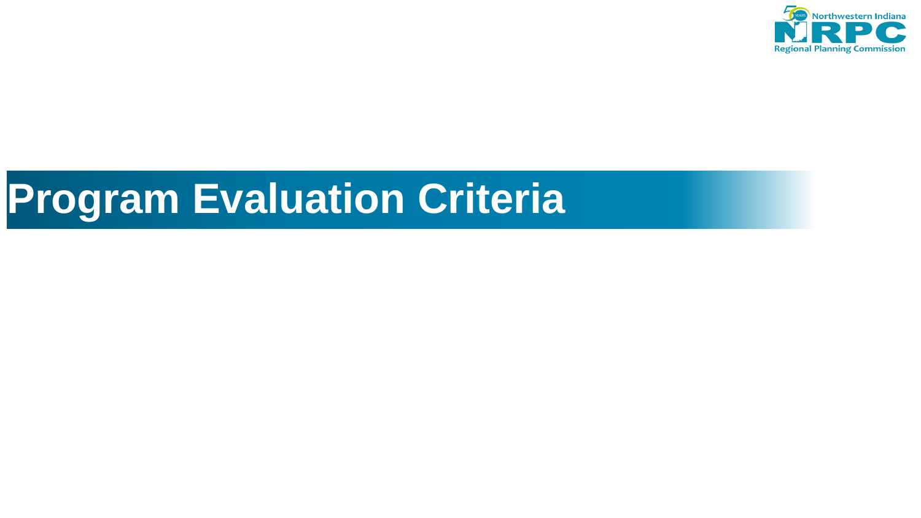# Program Evaluation Criteria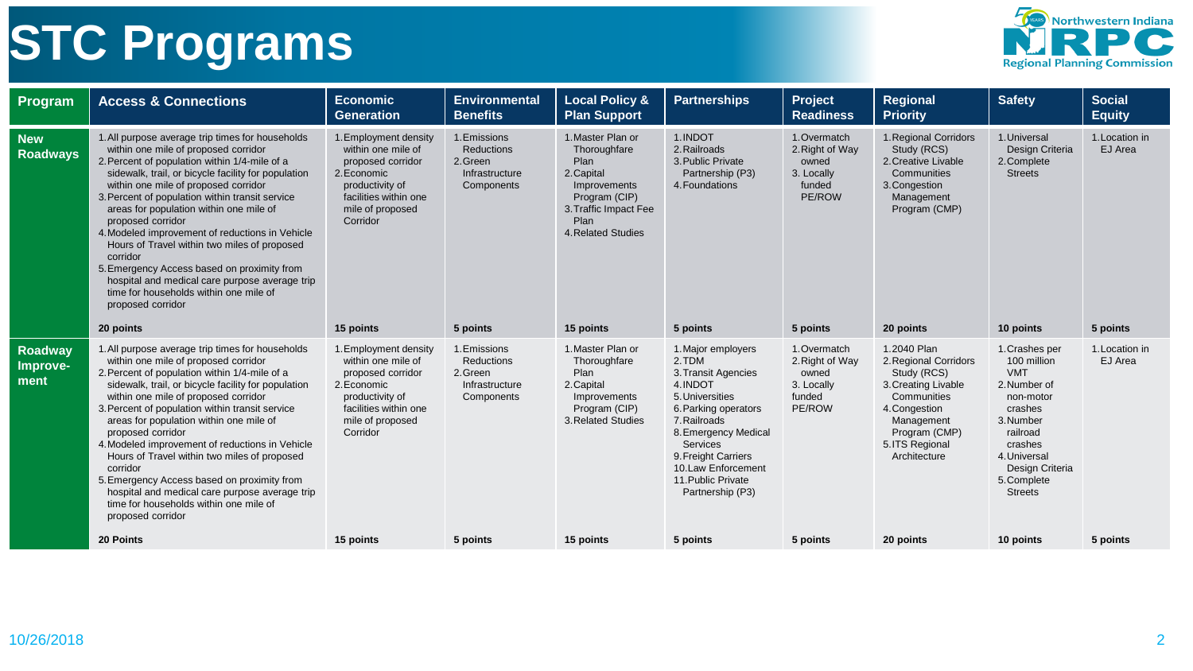# STC Programs

| Program | Access & Connections | Economic Generation | Environmental Benefits | Local Policy & Plan Support | Partnerships | Project Readiness | Regional Priority | Safety | Social Equity |
|---|---|---|---|---|---|---|---|---|---|
| **New Roadways** | 1. All purpose average trip times for households within one mile of proposed corridor<br>2. Percent of population within 1/4-mile of a sidewalk, trail, or bicycle facility for population within one mile of proposed corridor<br>3. Percent of population within transit service areas for population within one mile of proposed corridor<br>4. Modeled improvement of reductions in Vehicle Hours of Travel within two miles of proposed corridor<br>5. Emergency Access based on proximity from hospital and medical care purpose average trip time for households within one mile of proposed corridor<br>**20 points** | 1. Employment density within one mile of proposed corridor<br>2. Economic productivity of facilities within one mile of proposed Corridor<br>**15 points** | 1. Emissions Reductions<br>2. Green Infrastructure Components<br>**5 points** | 1. Master Plan or Thoroughfare Plan<br>2. Capital Improvements Program (CIP)<br>3. Traffic Impact Fee Plan<br>4. Related Studies<br>**15 points** | 1. INDOT<br>2. Railroads<br>3. Public Private Partnership (P3)<br>4. Foundations<br>**5 points** | 1. Overmatch<br>2. Right of Way owned<br>3. Locally funded PE/ROW<br>**5 points** | 1. Regional Corridors Study (RCS)<br>2. Creative Livable Communities<br>3. Congestion Management Program (CMP)<br>**20 points** | 1. Universal Design Criteria<br>2. Complete Streets<br>**10 points** | 1. Location in EJ Area<br>**5 points** |
| **Roadway Improve-ment** | 1. All purpose average trip times for households within one mile of proposed corridor<br>2. Percent of population within 1/4-mile of a sidewalk, trail, or bicycle facility for population within one mile of proposed corridor<br>3. Percent of population within transit service areas for population within one mile of proposed corridor<br>4. Modeled improvement of reductions in Vehicle Hours of Travel within two miles of proposed corridor<br>5. Emergency Access based on proximity from hospital and medical care purpose average trip time for households within one mile of proposed corridor<br>**20 Points** | 1. Employment density within one mile of proposed corridor<br>2. Economic productivity of facilities within one mile of proposed Corridor<br>**15 points** | 1. Emissions Reductions<br>2. Green Infrastructure Components<br>**5 points** | 1. Master Plan or Thoroughfare Plan<br>2. Capital Improvements Program (CIP)<br>3. Related Studies<br>**15 points** | 1. Major employers<br>2. TDM<br>3. Transit Agencies<br>4. INDOT<br>5. Universities<br>6. Parking operators<br>7. Railroads<br>8. Emergency Medical Services<br>9. Freight Carriers<br>10. Law Enforcement<br>11. Public Private Partnership (P3)<br>**5 points** | 1. Overmatch<br>2. Right of Way owned<br>3. Locally funded PE/ROW<br>**5 points** | 1. 2040 Plan<br>2. Regional Corridors Study (RCS)<br>3. Creating Livable Communities<br>4. Congestion Management Program (CMP)<br>5. ITS Regional Architecture<br>**20 points** | 1. Crashes per 100 million VMT<br>2. Number of non-motor crashes<br>3. Number railroad crashes<br>4. Universal Design Criteria<br>5. Complete Streets<br>**10 points** | 1. Location in EJ Area<br>**5 points** |

10/26/2018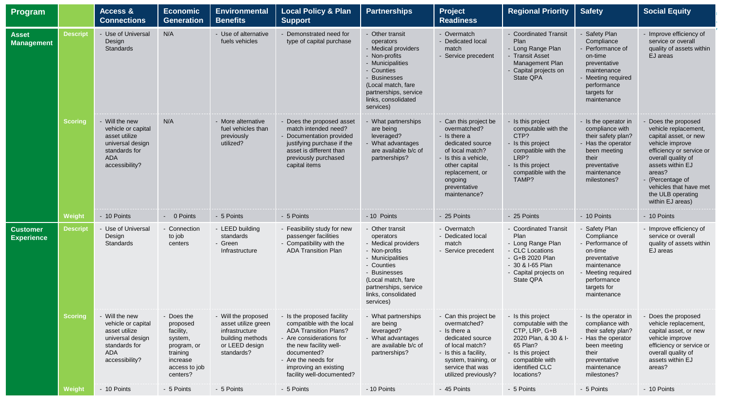| Program | | Access & Connections | Economic Generation | Environmental Benefits | Local Policy & Plan Support | Partnerships | Project Readiness | Regional Priority | Safety | Social Equity |
|---|---|---|---|---|---|---|---|---|---|---|
| **Asset Management** | Descript | - Use of Universal Design Standards | N/A | - Use of alternative fuels vehicles | - Demonstrated need for type of capital purchase | - Other transit operators<br>- Medical providers<br>- Non-profits<br>- Municipalities<br>- Counties<br>- Businesses<br>(Local match, fare partnerships, service links, consolidated services) | - Overmatch<br>- Dedicated local match<br>- Service precedent | - Coordinated Transit Plan<br>- Long Range Plan<br>- Transit Asset Management Plan<br>- Capital projects on State QPA | - Safety Plan Compliance<br>- Performance of on-time preventative maintenance<br>- Meeting required performance targets for maintenance | - Improve efficiency of service or overall quality of assets within EJ areas |
| | Scoring | - Will the new vehicle or capital asset utilize universal design standards for ADA accessibility? | N/A | - More alternative fuel vehicles than previously utilized? | - Does the proposed asset match intended need?<br>- Documentation provided justifying purchase if the asset is different than previously purchased capital items | - What partnerships are being leveraged?<br>- What advantages are available b/c of partnerships? | - Can this project be overmatched?<br>- Is there a dedicated source of local match?<br>- Is this a vehicle, other capital replacement, or ongoing preventative maintenance? | - Is this project computable with the CTP?<br>- Is this project compatible with the LRP?<br>- Is this project compatible with the TAMP? | - Is the operator in compliance with their safety plan?<br>- Has the operator been meeting their preventative maintenance milestones? | - Does the proposed vehicle replacement, capital asset, or new vehicle improve efficiency or service or overall quality of assets within EJ areas?<br>- (Percentage of vehicles that have met the ULB operating within EJ areas) |
| | Weight | - 10 Points | - 0 Points | - 5 Points | - 5 Points | - 10 Points | - 25 Points | - 25 Points | - 10 Points | - 10 Points |
| **Customer Experience** | Descript | - Use of Universal Design Standards | - Connection to job centers | - LEED building standards<br>- Green Infrastructure | - Feasibility study for new passenger facilities<br>- Compatibility with the ADA Transition Plan | - Other transit operators<br>- Medical providers<br>- Non-profits<br>- Municipalities<br>- Counties<br>- Businesses<br>(Local match, fare partnerships, service links, consolidated services) | - Overmatch<br>- Dedicated local match<br>- Service precedent | - Coordinated Transit Plan<br>- Long Range Plan<br>- CLC Locations<br>- G+B 2020 Plan<br>- 30 & I-65 Plan<br>- Capital projects on State QPA | - Safety Plan Compliance<br>- Performance of on-time preventative maintenance<br>- Meeting required performance targets for maintenance | - Improve efficiency of service or overall quality of assets within EJ areas |
| | Scoring | - Will the new vehicle or capital asset utilize universal design standards for ADA accessibility? | - Does the proposed facility, system, program, or training increase access to job centers? | - Will the proposed asset utilize green infrastructure building methods or LEED design standards? | - Is the proposed facility compatible with the local ADA Transition Plans?<br>- Are considerations for the new facility well-documented?<br>- Are the needs for improving an existing facility well-documented? | - What partnerships are being leveraged?<br>- What advantages are available b/c of partnerships? | - Can this project be overmatched?<br>- Is there a dedicated source of local match?<br>- Is this a facility, system, training, or service that was utilized previously? | - Is this project computable with the CTP, LRP, G+B 2020 Plan, & 30 & I-65 Plan?<br>- Is this project compatible with identified CLC locations? | - Is the operator in compliance with their safety plan?<br>- Has the operator been meeting their preventative maintenance milestones? | - Does the proposed vehicle replacement, capital asset, or new vehicle improve efficiency or service or overall quality of assets within EJ areas? |
| | Weight | - 10 Points | - 5 Points | - 5 Points | - 5 Points | - 10 Points | - 45 Points | - 5 Points | - 5 Points | - 10 Points |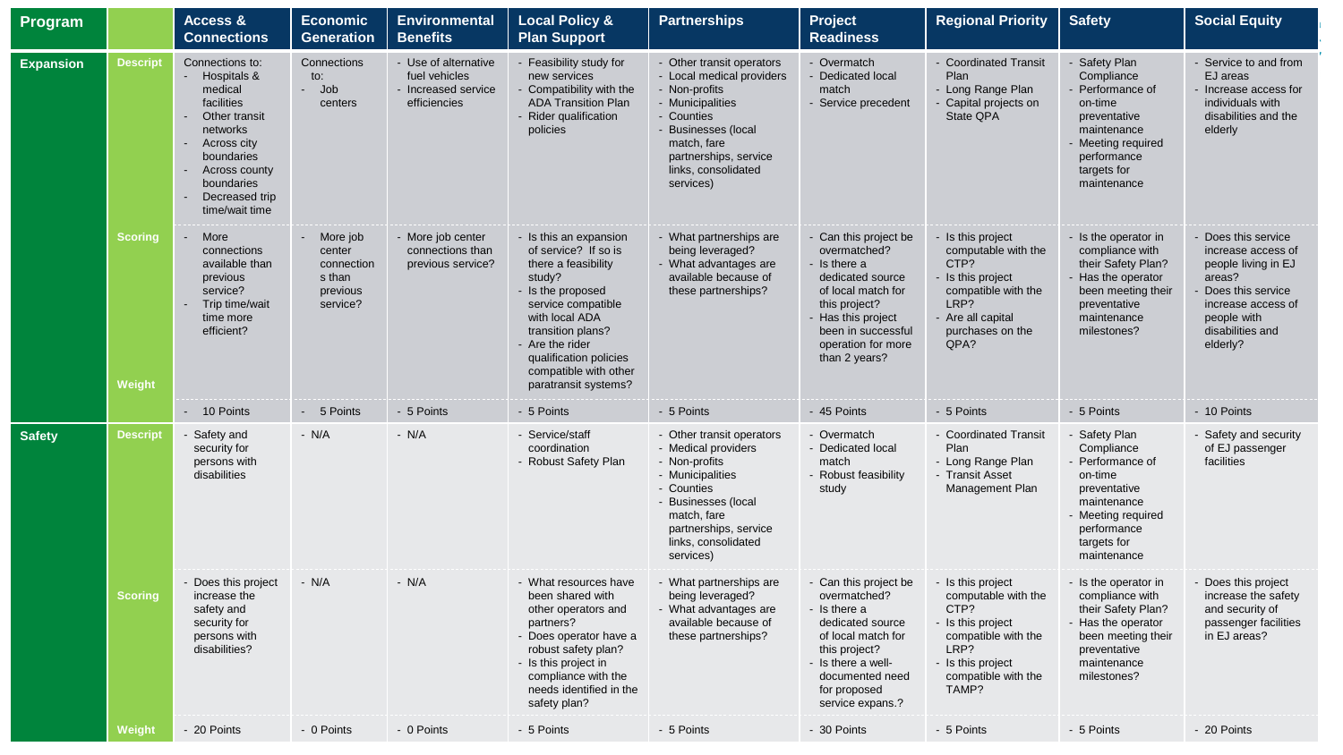| Program | | Access & Connections | Economic Generation | Environmental Benefits | Local Policy & Plan Support | Partnerships | Project Readiness | Regional Priority | Safety | Social Equity |
|---|---|---|---|---|---|---|---|---|---|---|
| **Expansion** | Descript | Connections to: - Hospitals & medical facilities - Other transit networks - Across city boundaries - Across county boundaries - Decreased trip time/wait time | Connections to: - Job centers | - Use of alternative fuel vehicles - Increased service efficiencies | - Feasibility study for new services - Compatibility with the ADA Transition Plan - Rider qualification policies | - Other transit operators - Local medical providers - Non-profits - Municipalities - Counties - Businesses (local match, fare partnerships, service links, consolidated services) | - Overmatch - Dedicated local match - Service precedent | - Coordinated Transit Plan - Long Range Plan - Capital projects on State QPA | - Safety Plan Compliance - Performance of on-time preventative maintenance - Meeting required performance targets for maintenance | - Service to and from EJ areas - Increased access for individuals with disabilities and the elderly |
| | Scoring | - More connections available than previous service? - Trip time/wait time more efficient? | - More job center connections than previous service? | - More job center connections than previous service? | - Is this an expansion of service? If so is there a feasibility study? - Is the proposed service compatible with local ADA transition plans? - Are the rider qualification policies compatible with other paratransit systems? | - What partnerships are being leveraged? - What advantages are available because of these partnerships? | - Can this project be overmatched? - Is there a dedicated source of local match for this project? - Has this project been in successful operation for more than 2 years? | - Is this project computable with the CTP? - Is this project compatible with the LRP? - Are all capital purchases on the QPA? | - Is the operator in compliance with their Safety Plan? - Has the operator been meeting their preventative maintenance milestones? | - Does this service increase access of people living in EJ areas? - Does this service increase access of people with disabilities and elderly? |
| | Weight | - 10 Points | - 5 Points | - 5 Points | - 5 Points | - 5 Points | - 45 Points | - 5 Points | - 5 Points | - 10 Points |
| **Safety** | Descript | - Safety and security for persons with disabilities | - N/A | - N/A | - Service/staff coordination - Robust Safety Plan | - Other transit operators - Medical providers - Non-profits - Municipalities - Counties - Businesses (local match, fare partnerships, service links, consolidated services) | - Overmatch - Dedicated local match - Robust feasibility study | - Coordinated Transit Plan - Long Range Plan - Transit Asset Management Plan | - Safety Plan Compliance - Performance of on-time preventative maintenance - Meeting required performance targets for maintenance | - Safety and security of EJ passenger facilities |
| | Scoring | - Does this project increase the safety and security for persons with disabilities? | - N/A | - N/A | - What resources have been shared with other operators and partners? - Does operator have a robust safety plan? - Is this project in compliance with the needs identified in the safety plan? | - What partnerships are being leveraged? - What advantages are available because of these partnerships? | - Can this project be overmatched? - Is there a dedicated source of local match for this project? - Is there a well-documented need for proposed service expans.? | - Is this project computable with the CTP? - Is this project compatible with the LRP? - Is this project compatible with the TAMP? | - Is the operator in compliance with their Safety Plan? - Has the operator been meeting their preventative maintenance milestones? | - Does this project increase the safety and security of passenger facilities in EJ areas? |
| | Weight | - 20 Points | - 0 Points | - 0 Points | - 5 Points | - 5 Points | - 30 Points | - 5 Points | - 5 Points | - 20 Points |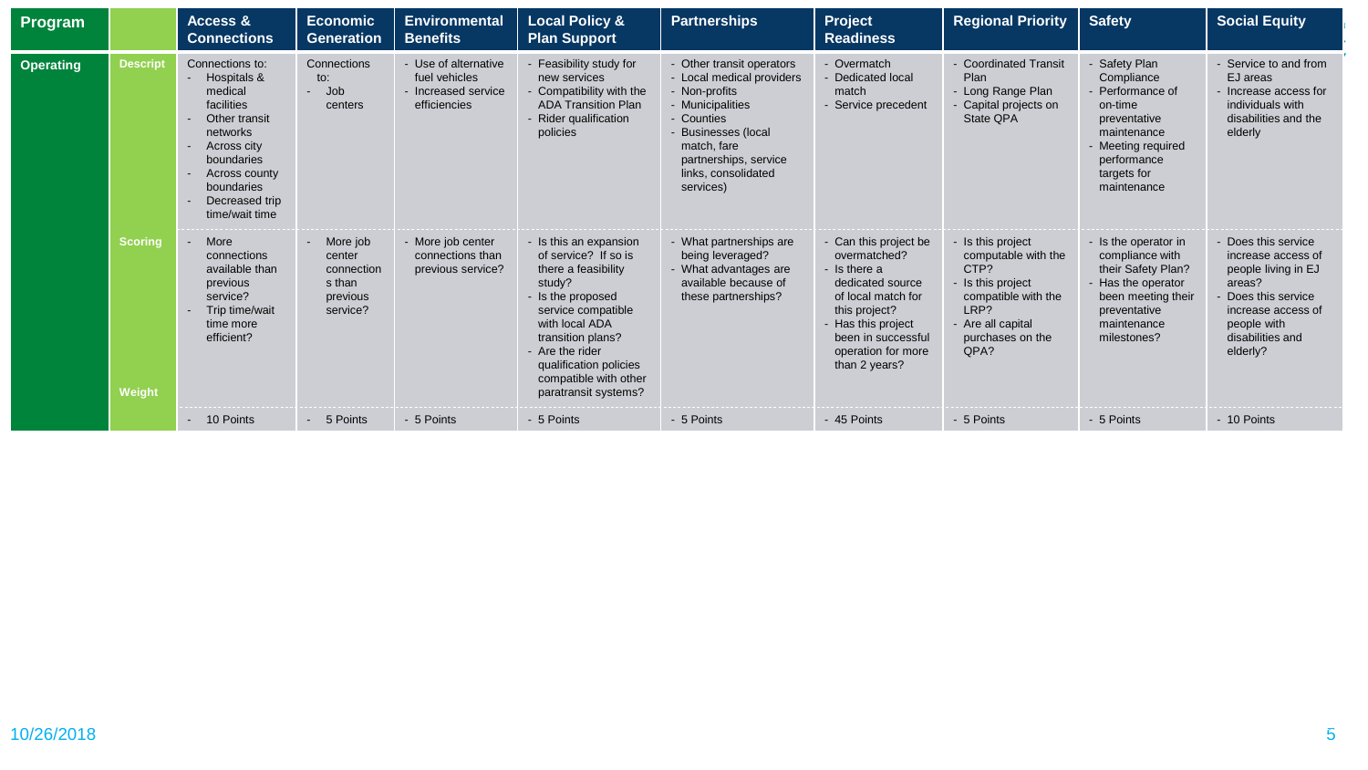| Program | | Access & Connections | Economic Generation | Environmental Benefits | Local Policy & Plan Support | Partnerships | Project Readiness | Regional Priority | Safety | Social Equity |
|---|---|---|---|---|---|---|---|---|---|---|
| Operating | Descript | Connections to: - Hospitals & medical facilities - Other transit networks - Across city boundaries - Across county boundaries - Decreased trip time/wait time | Connections to: - Job centers | - Use of alternative fuel vehicles - Increased service efficiencies | - Feasibility study for new services - Compatibility with the ADA Transition Plan - Rider qualification policies | - Other transit operators - Local medical providers - Non-profits - Municipalities - Counties - Businesses (local match, fare partnerships, service links, consolidated services) | - Overmatch - Dedicated local match - Service precedent | - Coordinated Transit Plan - Long Range Plan - Capital projects on State QPA | - Safety Plan Compliance - Performance of on-time preventative maintenance - Meeting required performance targets for maintenance | - Service to and from EJ areas - Increase access for individuals with disabilities and the elderly |
| | Scoring | - More connections available than previous service? - Trip time/wait time more efficient? | - More job center connections than previous service? | - More job center connections than previous service? | - Is this an expansion of service? If so is there a feasibility study? - Is the proposed service compatible with local ADA transition plans? - Are the rider qualification policies compatible with other paratransit systems? | - What partnerships are being leveraged? - What advantages are available because of these partnerships? | - Can this project be overmatched? - Is there a dedicated source of local match for this project? - Has this project been in successful operation for more than 2 years? | - Is this project computable with the CTP? - Is this project compatible with the LRP? - Are all capital purchases on the QPA? | - Is the operator in compliance with their Safety Plan? - Has the operator been meeting their preventative maintenance milestones? | - Does this service increase access of people living in EJ areas? - Does this service increase access of people with disabilities and elderly? |
| | Weight | - 10 Points | - 5 Points | - 5 Points | - 5 Points | - 5 Points | - 45 Points | - 5 Points | - 5 Points | - 10 Points |

10/26/2018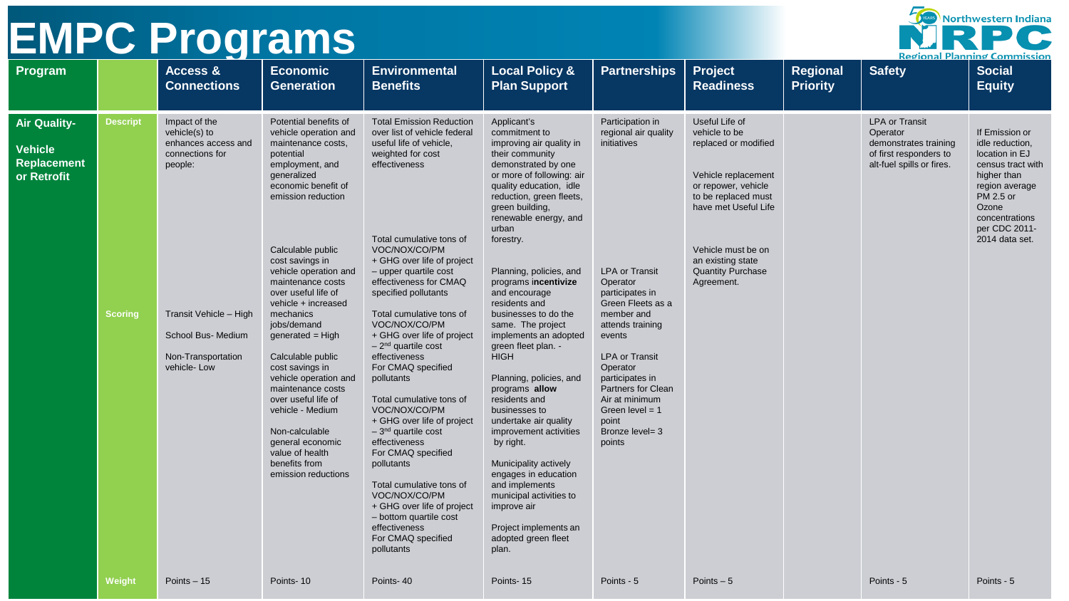# EMPC Programs

| Program | | Access & Connections | Economic Generation | Environmental Benefits | Local Policy & Plan Support | Partnerships | Project Readiness | Regional Priority | Safety | Social Equity |
|---|---|---|---|---|---|---|---|---|---|---|
| **Air Quality- Vehicle Replacement or Retrofit** | **Descript** | Impact of the vehicle(s) to enhances access and connections for people: | Potential benefits of vehicle operation and maintenance costs, potential employment, and generalized economic benefit of emission reduction | Total Emission Reduction over list of vehicle federal useful life of vehicle, weighted for cost effectiveness | Applicant's commitment to improving air quality in their community demonstrated by one or more of following: air quality education, idle reduction, green fleets, green building, renewable energy, and urban forestry. | Participation in regional air quality initiatives | Useful Life of vehicle to be replaced or modified<br><br>Vehicle replacement or repower, vehicle to be replaced must have met Useful Life<br><br>Vehicle must be on an existing state Quantity Purchase Agreement. | | LPA or Transit Operator demonstrates training of first responders to alt-fuel spills or fires. | If Emission or idle reduction, location in EJ census tract with higher than region average PM 2.5 or Ozone concentrations per CDC 2011-2014 data set. |
| | **Scoring** | Transit Vehicle – High<br><br>School Bus- Medium<br><br>Non-Transportation vehicle- Low | Calculable public cost savings in vehicle operation and maintenance costs over useful life of vehicle + increased mechanics jobs/demand generated = High<br><br>Calculable public cost savings in vehicle operation and maintenance costs over useful life of vehicle - Medium<br><br>Non-calculable general economic value of health benefits from emission reductions | Total cumulative tons of VOC/NOX/CO/PM + GHG over life of project – upper quartile cost effectiveness for CMAQ specified pollutants<br><br>Total cumulative tons of VOC/NOX/CO/PM + GHG over life of project – 2nd quartile cost effectiveness For CMAQ specified pollutants<br><br>Total cumulative tons of VOC/NOX/CO/PM + GHG over life of project – 3rd quartile cost effectiveness For CMAQ specified pollutants<br><br>Total cumulative tons of VOC/NOX/CO/PM + GHG over life of project – bottom quartile cost effectiveness For CMAQ specified pollutants | Planning, policies, and programs **incentivize** residents and businesses to do the same. The project implements an adopted green fleet plan. - HIGH<br><br>Planning, policies, and programs **allow** residents and businesses to undertake air quality improvement activities by right.<br><br>Municipality actively engages in education and implements municipal activities to improve air<br><br>Project implements an adopted green fleet plan. | LPA or Transit Operator participates in Green Fleets as a member and attends training events<br><br>LPA or Transit Operator participates in Partners for Clean Air at minimum Green level = 1 point<br>Bronze level= 3 points | | | | |
| | **Weight** | Points – 15 | Points- 10 | Points- 40 | Points- 15 | Points - 5 | Points – 5 | | Points - 5 | Points - 5 |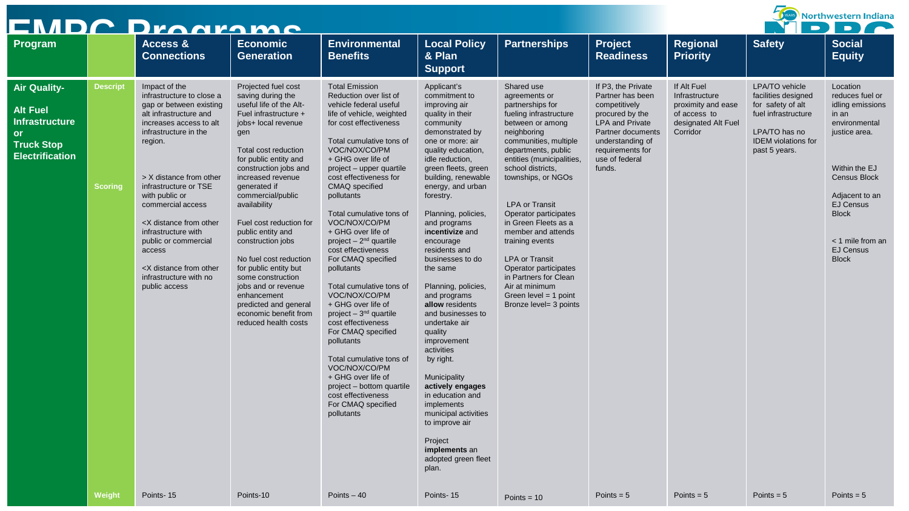# EMPC Programs

| Program | | Access & Connections | Economic Generation | Environmental Benefits | Local Policy & Plan Support | Partnerships | Project Readiness | Regional Priority | Safety | Social Equity |
|---|---|---|---|---|---|---|---|---|---|---|
| **Air Quality- Alt Fuel Infrastructure or Truck Stop Electrification** | **Descript** | Impact of the infrastructure to close a gap or between existing alt infrastructure and increases access to alt infrastructure in the region. | Projected fuel cost saving during the useful life of the Alt-Fuel infrastructure + jobs+ local revenue gen | Total Emission Reduction over list of vehicle federal useful life of vehicle, weighted for cost effectiveness | Applicant's commitment to improving air quality in their community demonstrated by one or more: air quality education, green fleets, green building, renewable energy, and urban forestry. | Shared use agreements or partnerships for fueling infrastructure between or among neighboring communities, multiple departments, public entities (municipalities, school districts, townships, or NGOs | If P3, the Private Partner has been competitively procured by the LPA and Private Partner documents understanding of requirements for use of federal funds. | If Alt Fuel Infrastructure proximity and ease of access to designated Alt Fuel Corridor | LPA/TO vehicle facilities designed for safety of alt fuel infrastructure<br><br>LPA/TO has no IDEM violations for past 5 years. | Location reduces fuel or idling emissions in an environmental justice area. |
| | **Scoring** | > X distance from other infrastructure or TSE with public or commercial access<br><br><X distance from other infrastructure with public or commercial access<br><br><X distance from other infrastructure with no public access | Total cost reduction for public entity and construction jobs and increased revenue generated if commercial/public availability<br><br>Fuel cost reduction for public entity and construction jobs<br><br>No fuel cost reduction for public entity but some construction jobs and or revenue enhancement predicted and general economic benefit from reduced health costs | Total cumulative tons of VOC/NOX/CO/PM + GHG over life of project – upper quartile cost effectiveness for CMAQ specified pollutants<br><br>Total cumulative tons of VOC/NOX/CO/PM + GHG over life of project – 2nd quartile cost effectiveness For CMAQ specified pollutants<br><br>Total cumulative tons of VOC/NOX/CO/PM + GHG over life of project – 3rd quartile cost effectiveness For CMAQ specified pollutants<br><br>Total cumulative tons of VOC/NOX/CO/PM + GHG over life of project – bottom quartile cost effectiveness For CMAQ specified pollutants | Planning, policies, and programs **incentivize** and encourage residents and businesses to do the same<br><br>Planning, policies, and programs **allow** residents and businesses to undertake air quality improvement activities by right.<br><br>Municipality **actively engages** in education and implements municipal activities to improve air<br><br>Project **implements** an adopted green fleet plan. | LPA or Transit Operator participates in Green Fleets as a member and attends training events<br><br>LPA or Transit Operator participates in Partners for Clean Air at minimum Green level = 1 point Bronze level= 3 points | | | | Within the EJ Census Block<br><br>Adjacent to an EJ Census Block<br><br>< 1 mile from an EJ Census Block |
| | **Weight** | Points- 15 | Points-10 | Points – 40 | Points- 15 | Points = 10 | Points = 5 | Points = 5 | Points = 5 | Points = 5 |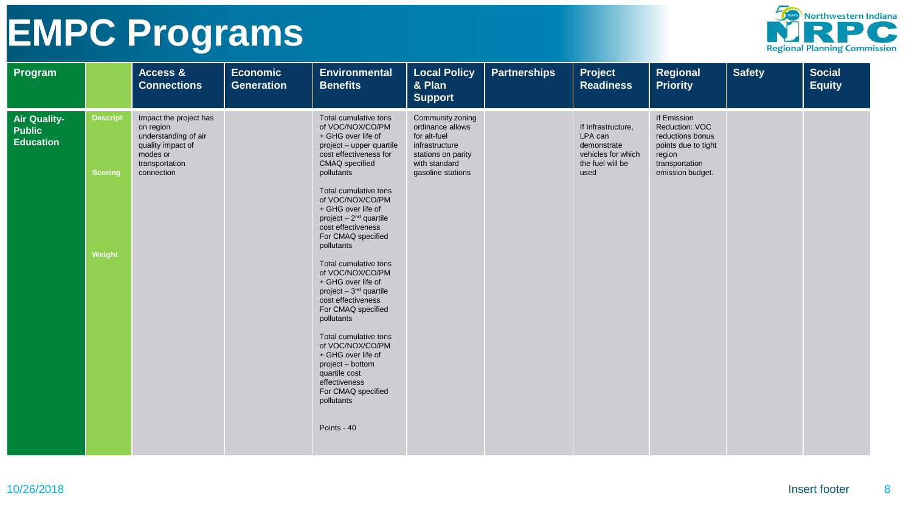# EMPC Programs

| Program | | Access & Connections | Economic Generation | Environmental Benefits | Local Policy & Plan Support | Partnerships | Project Readiness | Regional Priority | Safety | Social Equity |
|---|---|---|---|---|---|---|---|---|---|---|
| **Air Quality-Public Education** | **Descript** | Impact the project has on region understanding of air quality impact of modes or transportation connection | | | Community zoning ordinance allows for alt-fuel infrastructure stations on parity with standard gasoline stations | | If Infrastructure, LPA can demonstrate vehicles for which the fuel will be used | If Emission Reduction: VOC reductions bonus points due to tight region transportation emission budget. | | |
| | **Scoring** | | | Total cumulative tons of VOC/NOX/CO/PM + GHG over life of project – upper quartile cost effectiveness for CMAQ specified pollutants<br><br>Total cumulative tons of VOC/NOX/CO/PM + GHG over life of project – 2nd quartile cost effectiveness For CMAQ specified pollutants<br><br>Total cumulative tons of VOC/NOX/CO/PM + GHG over life of project – 3rd quartile cost effectiveness For CMAQ specified pollutants<br><br>Total cumulative tons of VOC/NOX/CO/PM + GHG over life of project – bottom quartile cost effectiveness For CMAQ specified pollutants | | | | | | |
| | **Weight** | | | Points - 40 | | | | | | |

10/26/2018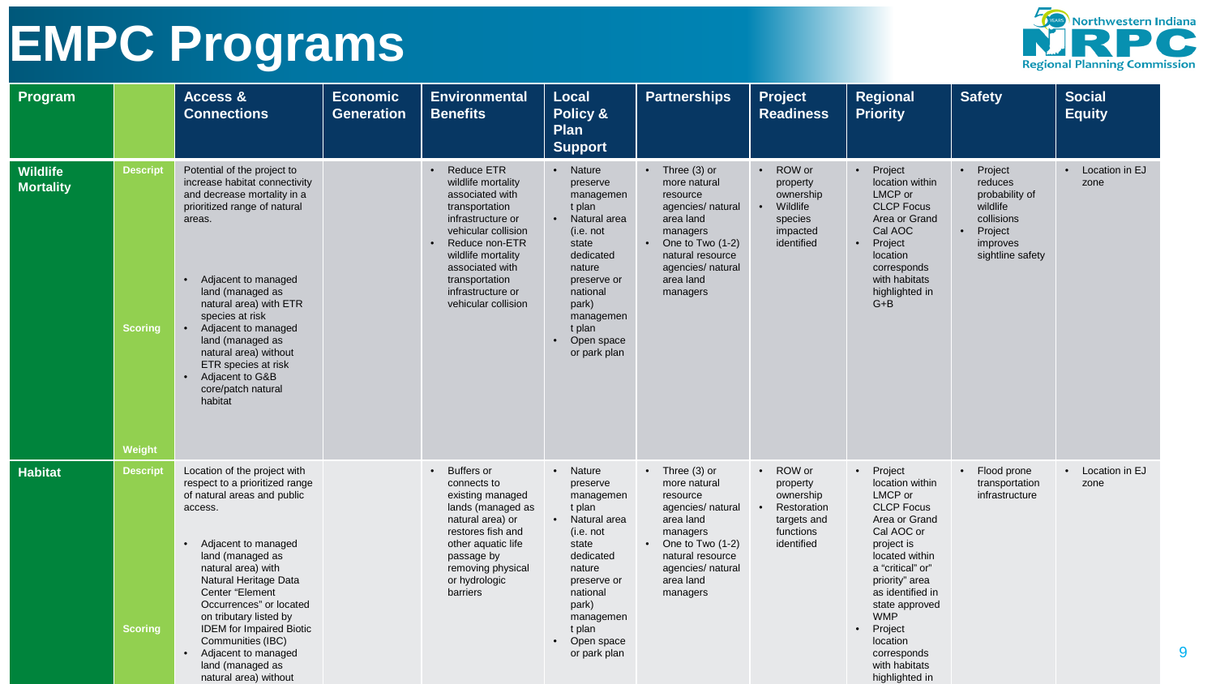# EMPC Programs

| Program | | Access & Connections | Economic Generation | Environmental Benefits | Local Policy & Plan Support | Partnerships | Project Readiness | Regional Priority | Safety | Social Equity |
|---|---|---|---|---|---|---|---|---|---|---|
| **Wildlife Mortality** | Descript | Potential of the project to increase habitat connectivity and decrease mortality in a prioritized range of natural areas. | | • Reduce ETR wildlife mortality associated with transportation infrastructure or vehicular collision<br>• Reduce non-ETR wildlife mortality associated with transportation infrastructure or vehicular collision | • Nature preserve management plan<br>• Natural area (i.e. not state dedicated nature preserve or national park) management plan<br>• Open space or park plan | • Three (3) or more natural resource agencies/ natural area land managers<br>• One to Two (1-2) natural resource agencies/ natural area land managers | • ROW or property ownership<br>• Wildlife species impacted identified | • Project location within LMCP or CLCP Focus Area or Grand Cal AOC<br>• Project location corresponds with habitats highlighted in G+B | • Project reduces probability of wildlife collisions<br>• Project improves sightline safety | • Location in EJ zone |
| | Scoring | • Adjacent to managed land (managed as natural area) with ETR species at risk<br>• Adjacent to managed land (managed as natural area) without ETR species at risk<br>• Adjacent to G&B core/patch natural habitat | | | | | | | | |
| | Weight | | | | | | | | | |
| **Habitat** | Descript | Location of the project with respect to a prioritized range of natural areas and public access. | | • Buffers or connects to existing managed lands (managed as natural area) or restores fish and other aquatic life passage by removing physical or hydrologic barriers | • Nature preserve management plan<br>• Natural area (i.e. not state dedicated nature preserve or national park) management plan<br>• Open space or park plan | • Three (3) or more natural resource agencies/ natural area land managers<br>• One to Two (1-2) natural resource agencies/ natural area land managers | • ROW or property ownership<br>• Restoration targets and functions identified | • Project location within LMCP or CLCP Focus Area or Grand Cal AOC or project is located within a "critical" or" priority" area as identified in state approved WMP<br>• Project location corresponds with habitats highlighted in | • Flood prone transportation infrastructure | • Location in EJ zone |
| | Scoring | • Adjacent to managed land (managed as natural area) with Natural Heritage Data Center "Element Occurrences" or located on tributary listed by IDEM for Impaired Biotic Communities (IBC)<br>• Adjacent to managed land (managed as natural area) without | | | | | | | | |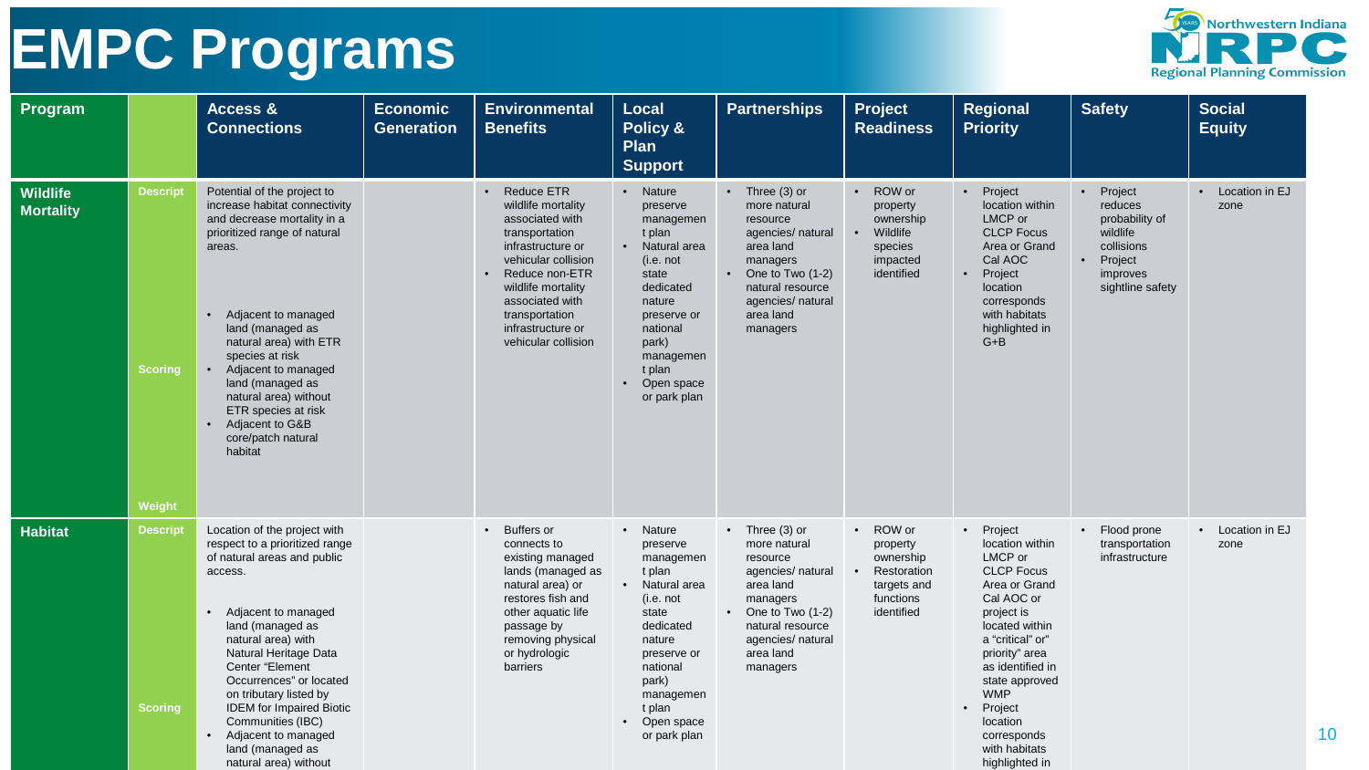# EMPC Programs

| Program | | Access & Connections | Economic Generation | Environmental Benefits | Local Policy & Plan Support | Partnerships | Project Readiness | Regional Priority | Safety | Social Equity |
|---|---|---|---|---|---|---|---|---|---|---|
| **Wildlife Mortality** | Descript | Potential of the project to increase habitat connectivity and decrease mortality in a prioritized range of natural areas. | | • Reduce ETR wildlife mortality associated with transportation infrastructure or vehicular collision<br>• Reduce non-ETR wildlife mortality associated with transportation infrastructure or vehicular collision | • Nature preserve management plan<br>• Natural area (i.e. not state dedicated nature preserve or national park) management plan<br>• Open space or park plan | • Three (3) or more natural resource agencies/ natural area land managers<br>• One to Two (1-2) natural resource agencies/ natural area land managers | • ROW or property ownership<br>• Wildlife species impacted identified | • Project location within LMCP or CLCP Focus Area or Grand Cal AOC<br>• Project location corresponds with habitats highlighted in G+B | • Project reduces probability of wildlife collisions<br>• Project improves sightline safety | • Location in EJ zone |
| | Scoring | • Adjacent to managed land (managed as natural area) with ETR species at risk<br>• Adjacent to managed land (managed as natural area) without ETR species at risk<br>• Adjacent to G&B core/patch natural habitat | | | | | | | | |
| | Weight | | | | | | | | | |
| **Habitat** | Descript | Location of the project with respect to a prioritized range of natural areas and public access. | | • Buffers or connects to existing managed lands (managed as natural area) or restores fish and other aquatic life passage by removing physical or hydrologic barriers | • Nature preserve management plan<br>• Natural area (i.e. not state dedicated nature preserve or national park) management plan<br>• Open space or park plan | • Three (3) or more natural resource agencies/ natural area land managers<br>• One to Two (1-2) natural resource agencies/ natural area land managers | • ROW or property ownership<br>• Restoration targets and functions identified | • Project location within LMCP or CLCP Focus Area or Grand Cal AOC or project is located within a "critical" or" priority" area as identified in state approved WMP<br>• Project location corresponds with habitats highlighted in | • Flood prone transportation infrastructure | • Location in EJ zone |
| | Scoring | • Adjacent to managed land (managed as natural area) with Natural Heritage Data Center "Element Occurrences" or located on tributary listed by IDEM for Impaired Biotic Communities (IBC)<br>• Adjacent to managed land (managed as natural area) without | | | | | | | | |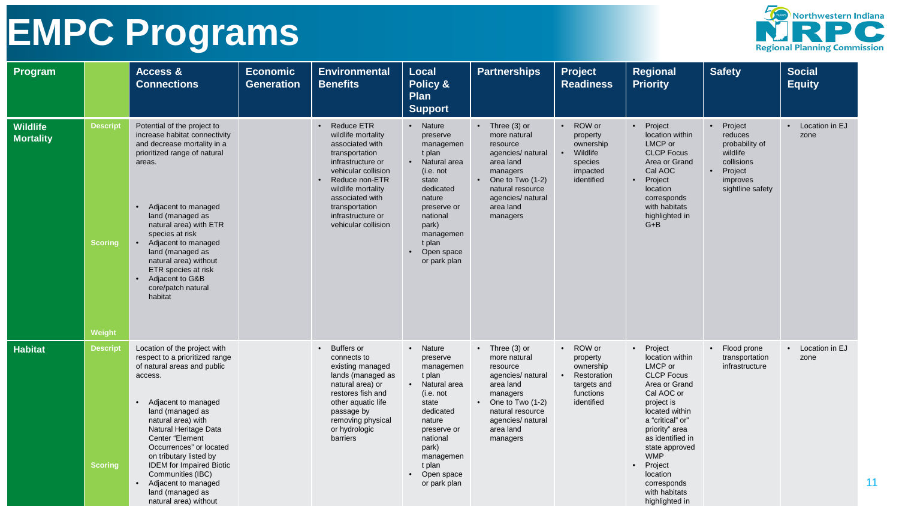# EMPC Programs

| Program | | Access & Connections | Economic Generation | Environmental Benefits | Local Policy & Plan Support | Partnerships | Project Readiness | Regional Priority | Safety | Social Equity |
|---|---|---|---|---|---|---|---|---|---|---|
| **Wildlife Mortality** | **Descript** | Potential of the project to increase habitat connectivity and decrease mortality in a prioritized range of natural areas. | | • Reduce ETR wildlife mortality associated with transportation infrastructure or vehicular collision<br>• Reduce non-ETR wildlife mortality associated with transportation infrastructure or vehicular collision | • Nature preserve management plan<br>• Natural area (i.e. not state dedicated nature preserve or national park) management plan<br>• Open space or park plan | • Three (3) or more natural resource agencies/ natural area land managers<br>• One to Two (1-2) natural resource agencies/ natural area land managers | • ROW or property ownership<br>• Wildlife species impacted identified | • Project location within LMCP or CLCP Focus Area or Grand Cal AOC<br>• Project location corresponds with habitats highlighted in G+B | • Project reduces probability of wildlife collisions<br>• Project improves sightline safety | • Location in EJ zone |
| | **Scoring** | • Adjacent to managed land (managed as natural area) with ETR species at risk<br>• Adjacent to managed land (managed as natural area) without ETR species at risk<br>• Adjacent to G&B core/patch natural habitat | | | | | | | | |
| | **Weight** | | | | | | | | | |
| **Habitat** | **Descript** | Location of the project with respect to a prioritized range of natural areas and public access. | | • Buffers or connects to existing managed lands (managed as natural area) or restores fish and other aquatic life passage by removing physical or hydrologic barriers | • Nature preserve management plan<br>• Natural area (i.e. not state dedicated nature preserve or national park) management plan<br>• Open space or park plan | • Three (3) or more natural resource agencies/ natural area land managers<br>• One to Two (1-2) natural resource agencies/ natural area land managers | • ROW or property ownership<br>• Restoration targets and functions identified | • Project location within LMCP or CLCP Focus Area or Grand Cal AOC or project is located within a "critical" or" priority" area as identified in state approved WMP<br>• Project location corresponds with habitats highlighted in | • Flood prone transportation infrastructure | • Location in EJ zone |
| | **Scoring** | • Adjacent to managed land (managed as natural area) with Natural Heritage Data Center "Element Occurrences" or located on tributary listed by IDEM for Impaired Biotic Communities (IBC)<br>• Adjacent to managed land (managed as natural area) without | | | | | | | | |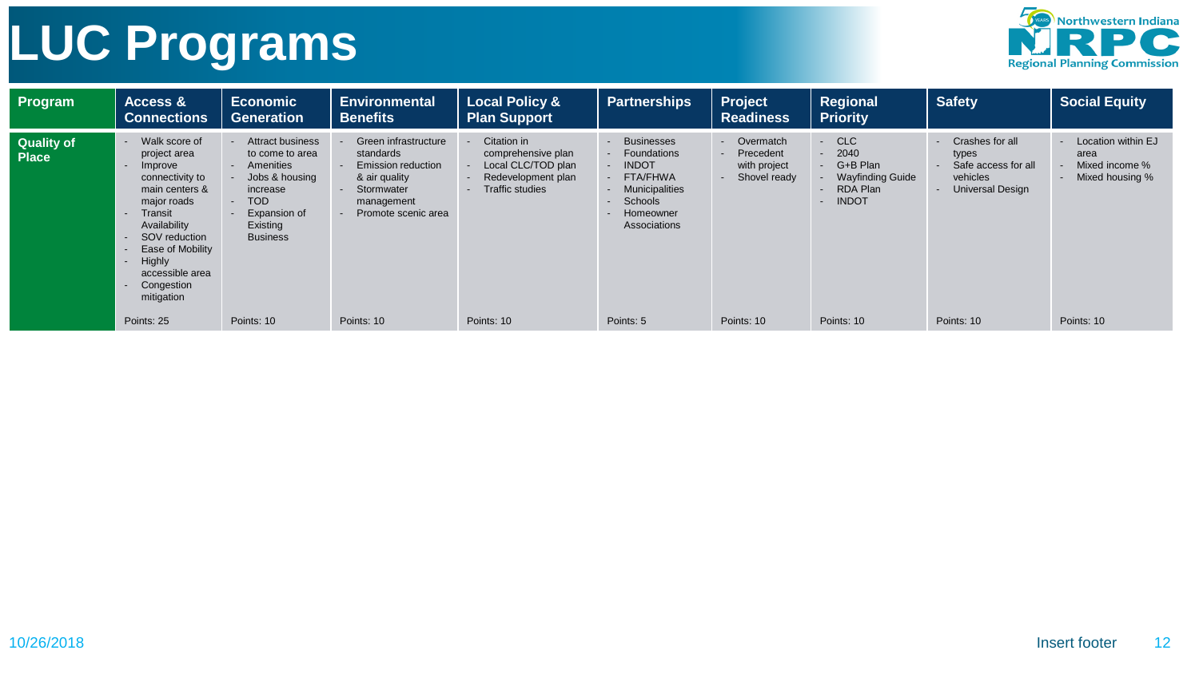# LUC Programs

| Program | Access & Connections | Economic Generation | Environmental Benefits | Local Policy & Plan Support | Partnerships | Project Readiness | Regional Priority | Safety | Social Equity |
|---|---|---|---|---|---|---|---|---|---|
| **Quality of Place** | - Walk score of project area<br>- Improve connectivity to main centers & major roads<br>- Transit Availability<br>- SOV reduction<br>- Ease of Mobility<br>- Highly accessible area<br>- Congestion mitigation<br><br>Points: 25 | - Attract business to come to area<br>- Amenities<br>- Jobs & housing increase<br>- TOD<br>- Expansion of Existing Business<br><br>Points: 10 | - Green infrastructure standards<br>- Emission reduction & air quality<br>- Stormwater management<br>- Promote scenic area<br><br>Points: 10 | - Citation in comprehensive plan<br>- Local CLC/TOD plan<br>- Redevelopment plan<br>- Traffic studies<br><br>Points: 10 | - Businesses<br>- Foundations<br>- INDOT<br>- FTA/FHWA<br>- Municipalities<br>- Schools<br>- Homeowner Associations<br><br>Points: 5 | - Overmatch<br>- Precedent with project<br>- Shovel ready<br><br>Points: 10 | - CLC<br>- 2040<br>- G+B Plan<br>- Wayfinding Guide<br>- RDA Plan<br>- INDOT<br><br>Points: 10 | - Crashes for all types<br>- Safe access for all vehicles<br>- Universal Design<br><br>Points: 10 | - Location within EJ area<br>- Mixed income %<br>- Mixed housing %<br><br>Points: 10 |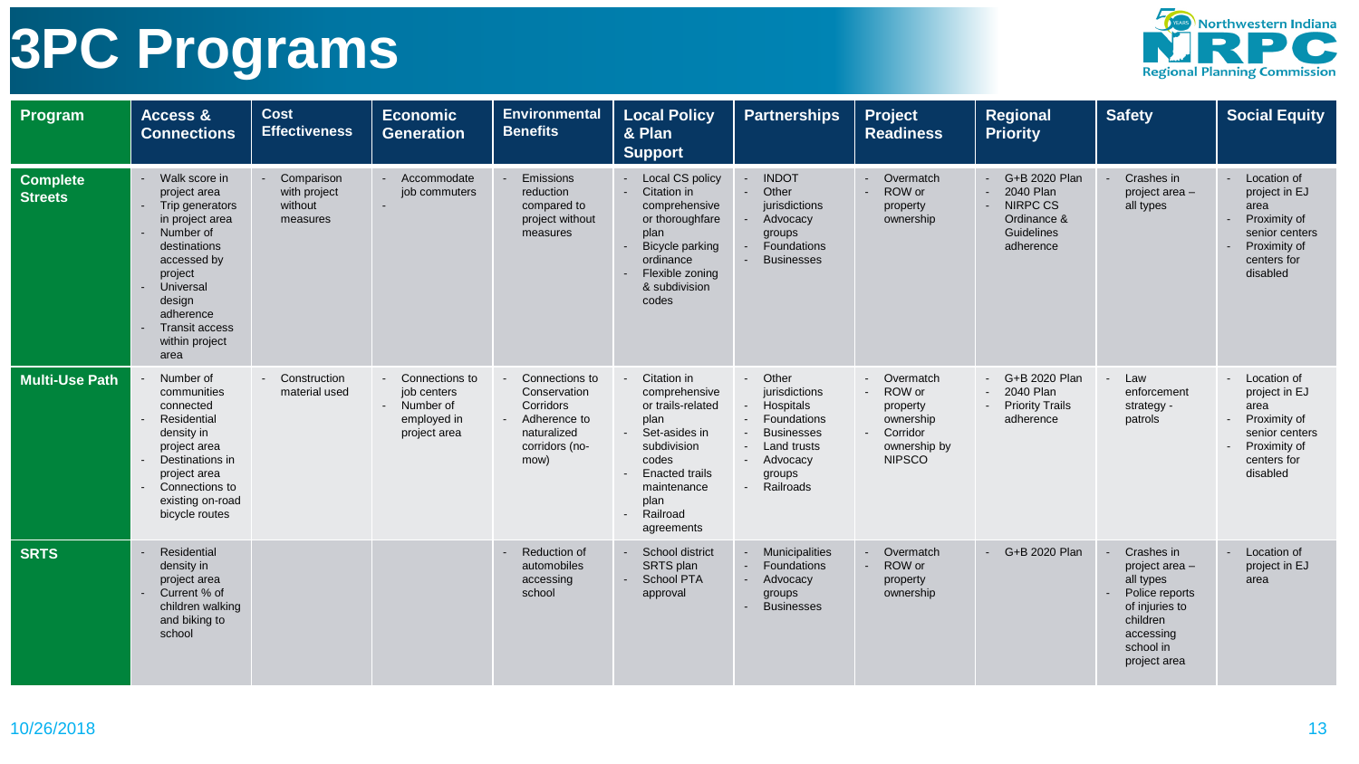# 3PC Programs

| Program | Access & Connections | Cost Effectiveness | Economic Generation | Environmental Benefits | Local Policy & Plan Support | Partnerships | Project Readiness | Regional Priority | Safety | Social Equity |
|---|---|---|---|---|---|---|---|---|---|---|
| **Complete Streets** | - Walk score in project area<br>- Trip generators in project area<br>- Number of destinations accessed by project<br>- Universal design adherence<br>- Transit access within project area | - Comparison with project without measures | - Accommodate job commuters<br>- | - Emissions reduction compared to project without measures | - Local CS policy<br>- Citation in comprehensive or thoroughfare plan<br>- Bicycle parking ordinance<br>- Flexible zoning & subdivision codes | - INDOT<br>- Other jurisdictions<br>- Advocacy groups<br>- Foundations<br>- Businesses | - Overmatch<br>- ROW or property ownership | - G+B 2020 Plan<br>- 2040 Plan<br>- NIRPC CS Ordinance & Guidelines adherence | - Crashes in project area – all types | - Location of project in EJ area<br>- Proximity of senior centers<br>- Proximity of centers for disabled |
| **Multi-Use Path** | - Number of communities connected<br>- Residential density in project area<br>- Destinations in project area<br>- Connections to existing on-road bicycle routes | - Construction material used | - Connections to job centers<br>- Number of employed in project area | - Connections to Conservation Corridors<br>- Adherence to naturalized corridors (no-mow) | - Citation in comprehensive or trails-related plan<br>- Set-asides in subdivision codes<br>- Enacted trails maintenance plan<br>- Railroad agreements | - Other jurisdictions<br>- Hospitals<br>- Foundations<br>- Businesses<br>- Land trusts<br>- Advocacy groups<br>- Railroads | - Overmatch<br>- ROW or property ownership<br>- Corridor ownership by NIPSCO | - G+B 2020 Plan<br>- 2040 Plan<br>- Priority Trails adherence | - Law enforcement strategy - patrols | - Location of project in EJ area<br>- Proximity of senior centers<br>- Proximity of centers for disabled |
| **SRTS** | - Residential density in project area<br>- Current % of children walking and biking to school | | | - Reduction of automobiles accessing school | - School district SRTS plan<br>- School PTA approval | - Municipalities<br>- Foundations<br>- Advocacy groups<br>- Businesses | - Overmatch<br>- ROW or property ownership | - G+B 2020 Plan | - Crashes in project area – all types<br>- Police reports of injuries to children accessing school in project area | - Location of project in EJ area |

10/26/2018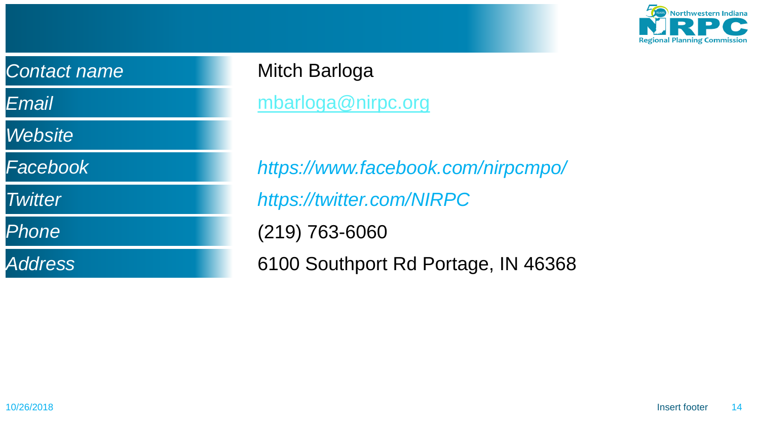| | |
|---|---|
| *Contact name* | Mitch Barloga |
| *Email* | mbarloga@nirpc.org |
| *Website* | |
| *Facebook* | *https://www.facebook.com/nirpcmpo/* |
| *Twitter* | *https://twitter.com/NIRPC* |
| *Phone* | (219) 763-6060 |
| *Address* | 6100 Southport Rd Portage, IN 46368 |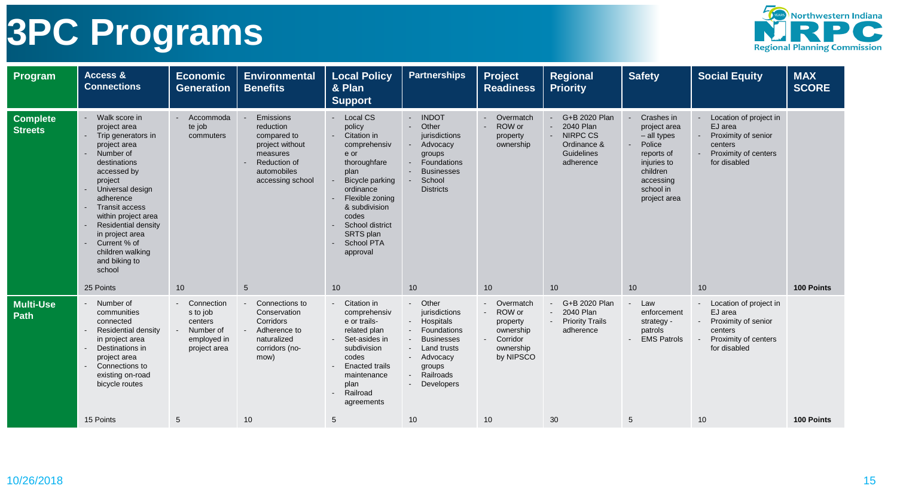# 3PC Programs

| Program | Access & Connections | Economic Generation | Environmental Benefits | Local Policy & Plan Support | Partnerships | Project Readiness | Regional Priority | Safety | Social Equity | MAX SCORE |
|---|---|---|---|---|---|---|---|---|---|---|
| **Complete Streets** | - Walk score in project area<br>- Trip generators in project area<br>- Number of destinations accessed by project<br>- Universal design adherence<br>- Transit access within project area<br>- Residential density in project area<br>- Current % of children walking and biking to school<br><br>25 Points | - Accommodate job commuters<br><br>10 | - Emissions reduction compared to project without measures<br>- Reduction of automobiles accessing school<br><br>5 | - Local CS policy<br>- Citation in comprehensive or thoroughfare plan<br>- Bicycle parking ordinance<br>- Flexible zoning & subdivision codes<br>- School district SRTS plan<br>- School PTA approval<br><br>10 | - INDOT<br>- Other jurisdictions<br>- Advocacy groups<br>- Foundations<br>- Businesses<br>- School Districts<br><br>10 | - Overmatch<br>- ROW or property ownership<br><br>10 | - G+B 2020 Plan<br>- 2040 Plan<br>- NIRPC CS Ordinance & Guidelines adherence<br><br>10 | - Crashes in project area – all types<br>- Police reports of injuries to children accessing school in project area<br><br>10 | - Location of project in EJ area<br>- Proximity of senior centers<br>- Proximity of centers for disabled<br><br>10 | **100 Points** |
| **Multi-Use Path** | - Number of communities connected<br>- Residential density in project area<br>- Destinations in project area<br>- Connections to existing on-road bicycle routes<br><br>15 Points | - Connections to job centers<br>- Number of employed in project area<br><br>5 | - Connections to Conservation Corridors<br>- Adherence to naturalized corridors (no-mow)<br><br>10 | - Citation in comprehensive or trails-related plan<br>- Set-asides in subdivision codes<br>- Enacted trails maintenance plan<br>- Railroad agreements<br><br>5 | - Other jurisdictions<br>- Hospitals<br>- Foundations<br>- Businesses<br>- Land trusts<br>- Advocacy groups<br>- Railroads<br>- Developers<br><br>10 | - Overmatch<br>- ROW or property ownership<br>- Corridor ownership by NIPSCO<br><br>10 | - G+B 2020 Plan<br>- 2040 Plan<br>- Priority Trails adherence<br><br>30 | - Law enforcement strategy - patrols<br>- EMS Patrols<br><br>5 | - Location of project in EJ area<br>- Proximity of senior centers<br>- Proximity of centers for disabled<br><br>10 | **100 Points** |

10/26/2018